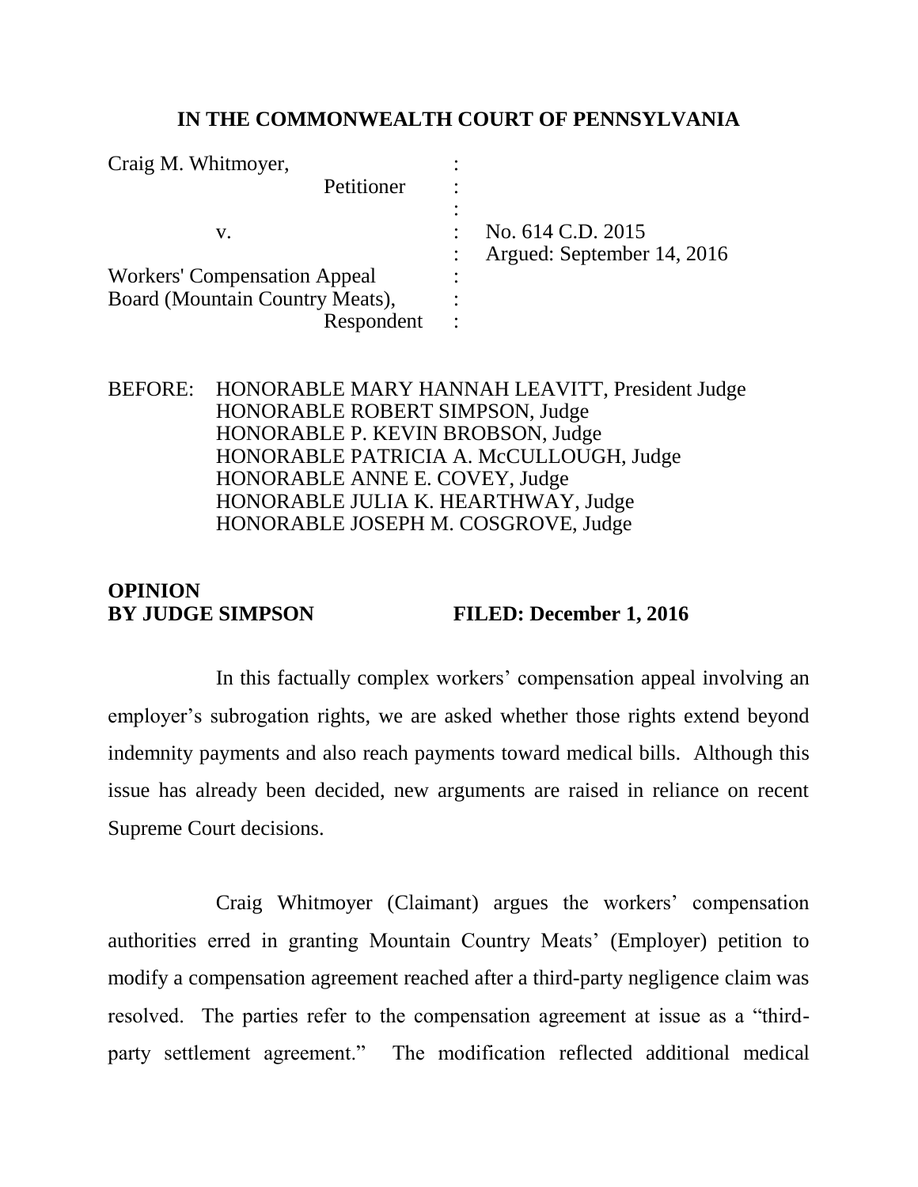**IN THE COMMONWEALTH COURT OF PENNSYLVANIA**

| | | |
|---|---|---|
| Craig M. Whitmoyer, | : | |
| Petitioner | : | |
| | : | |
| v. | : | No. 614 C.D. 2015 |
| | : | Argued: September 14, 2016 |
| Workers' Compensation Appeal | : | |
| Board (Mountain Country Meats), | : | |
| Respondent | : | |

BEFORE: HONORABLE MARY HANNAH LEAVITT, President Judge
HONORABLE ROBERT SIMPSON, Judge
HONORABLE P. KEVIN BROBSON, Judge
HONORABLE PATRICIA A. McCULLOUGH, Judge
HONORABLE ANNE E. COVEY, Judge
HONORABLE JULIA K. HEARTHWAY, Judge
HONORABLE JOSEPH M. COSGROVE, Judge

**OPINION**
**BY JUDGE SIMPSON** **FILED: December 1, 2016**

In this factually complex workers' compensation appeal involving an employer's subrogation rights, we are asked whether those rights extend beyond indemnity payments and also reach payments toward medical bills. Although this issue has already been decided, new arguments are raised in reliance on recent Supreme Court decisions.

Craig Whitmoyer (Claimant) argues the workers' compensation authorities erred in granting Mountain Country Meats' (Employer) petition to modify a compensation agreement reached after a third-party negligence claim was resolved. The parties refer to the compensation agreement at issue as a "third-party settlement agreement." The modification reflected additional medical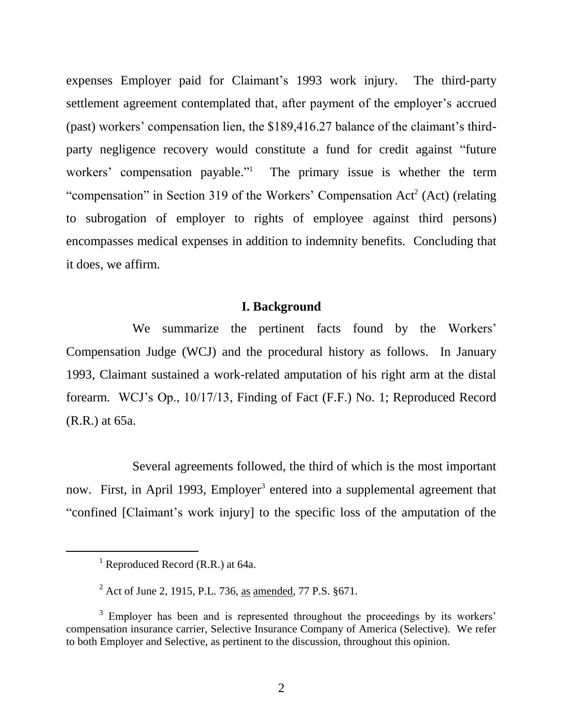expenses Employer paid for Claimant's 1993 work injury. The third-party settlement agreement contemplated that, after payment of the employer's accrued (past) workers' compensation lien, the $189,416.27 balance of the claimant's third-party negligence recovery would constitute a fund for credit against "future workers' compensation payable."[1] The primary issue is whether the term "compensation" in Section 319 of the Workers' Compensation Act[2] (Act) (relating to subrogation of employer to rights of employee against third persons) encompasses medical expenses in addition to indemnity benefits. Concluding that it does, we affirm.

## I. Background

We summarize the pertinent facts found by the Workers' Compensation Judge (WCJ) and the procedural history as follows. In January 1993, Claimant sustained a work-related amputation of his right arm at the distal forearm. WCJ's Op., 10/17/13, Finding of Fact (F.F.) No. 1; Reproduced Record (R.R.) at 65a.

Several agreements followed, the third of which is the most important now. First, in April 1993, Employer[3] entered into a supplemental agreement that "confined [Claimant's work injury] to the specific loss of the amputation of the

---

[1] Reproduced Record (R.R.) at 64a.

[2] Act of June 2, 1915, P.L. 736, as amended, 77 P.S. §671.

[3] Employer has been and is represented throughout the proceedings by its workers' compensation insurance carrier, Selective Insurance Company of America (Selective). We refer to both Employer and Selective, as pertinent to the discussion, throughout this opinion.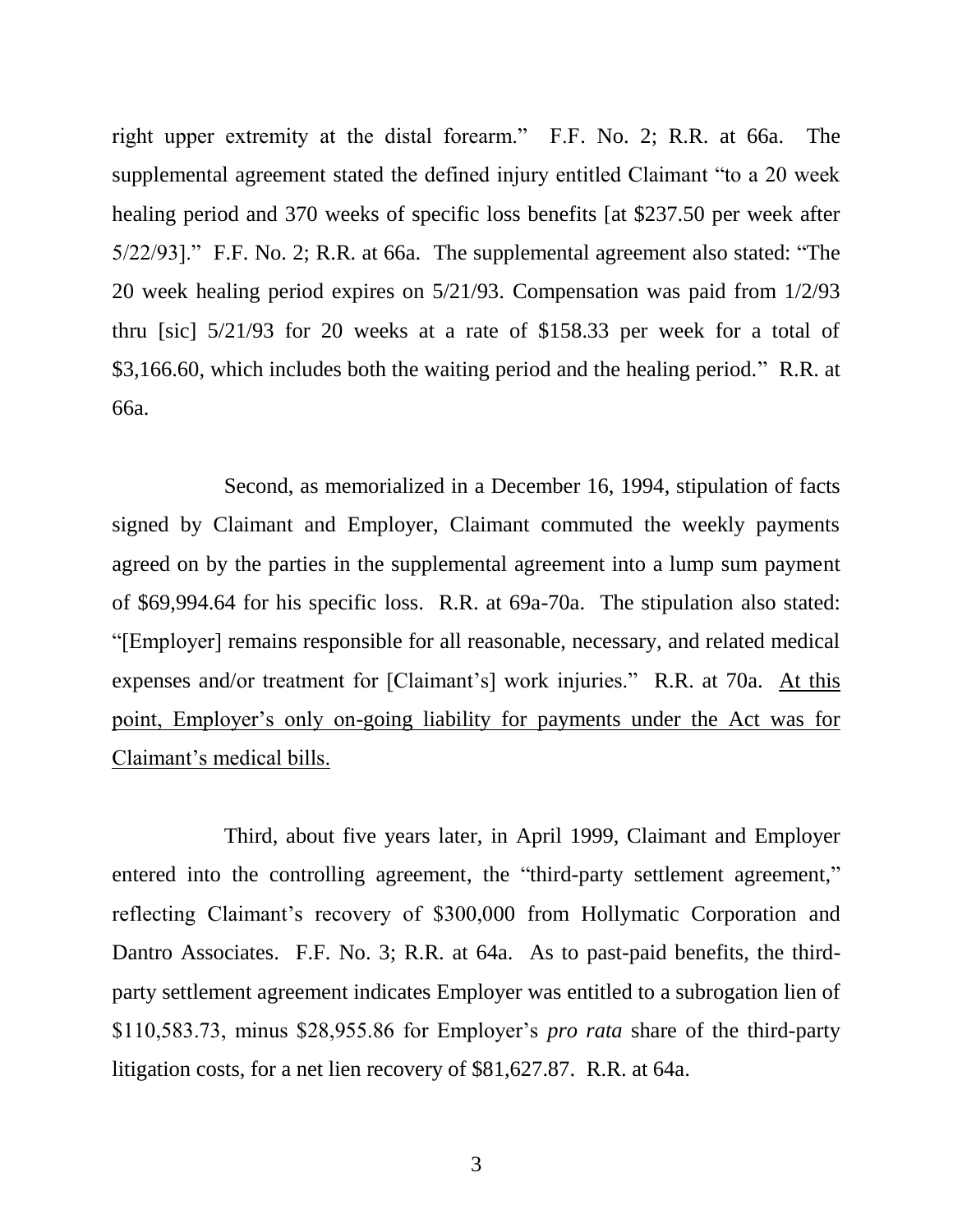right upper extremity at the distal forearm." F.F. No. 2; R.R. at 66a. The supplemental agreement stated the defined injury entitled Claimant "to a 20 week healing period and 370 weeks of specific loss benefits [at $237.50 per week after 5/22/93]." F.F. No. 2; R.R. at 66a. The supplemental agreement also stated: "The 20 week healing period expires on 5/21/93. Compensation was paid from 1/2/93 thru [sic] 5/21/93 for 20 weeks at a rate of $158.33 per week for a total of $3,166.60, which includes both the waiting period and the healing period." R.R. at 66a.

Second, as memorialized in a December 16, 1994, stipulation of facts signed by Claimant and Employer, Claimant commuted the weekly payments agreed on by the parties in the supplemental agreement into a lump sum payment of $69,994.64 for his specific loss. R.R. at 69a-70a. The stipulation also stated: "[Employer] remains responsible for all reasonable, necessary, and related medical expenses and/or treatment for [Claimant's] work injuries." R.R. at 70a. <u>At this point, Employer's only on-going liability for payments under the Act was for Claimant's medical bills.</u>

Third, about five years later, in April 1999, Claimant and Employer entered into the controlling agreement, the "third-party settlement agreement," reflecting Claimant's recovery of $300,000 from Hollymatic Corporation and Dantro Associates. F.F. No. 3; R.R. at 64a. As to past-paid benefits, the third-party settlement agreement indicates Employer was entitled to a subrogation lien of $110,583.73, minus $28,955.86 for Employer's *pro rata* share of the third-party litigation costs, for a net lien recovery of $81,627.87. R.R. at 64a.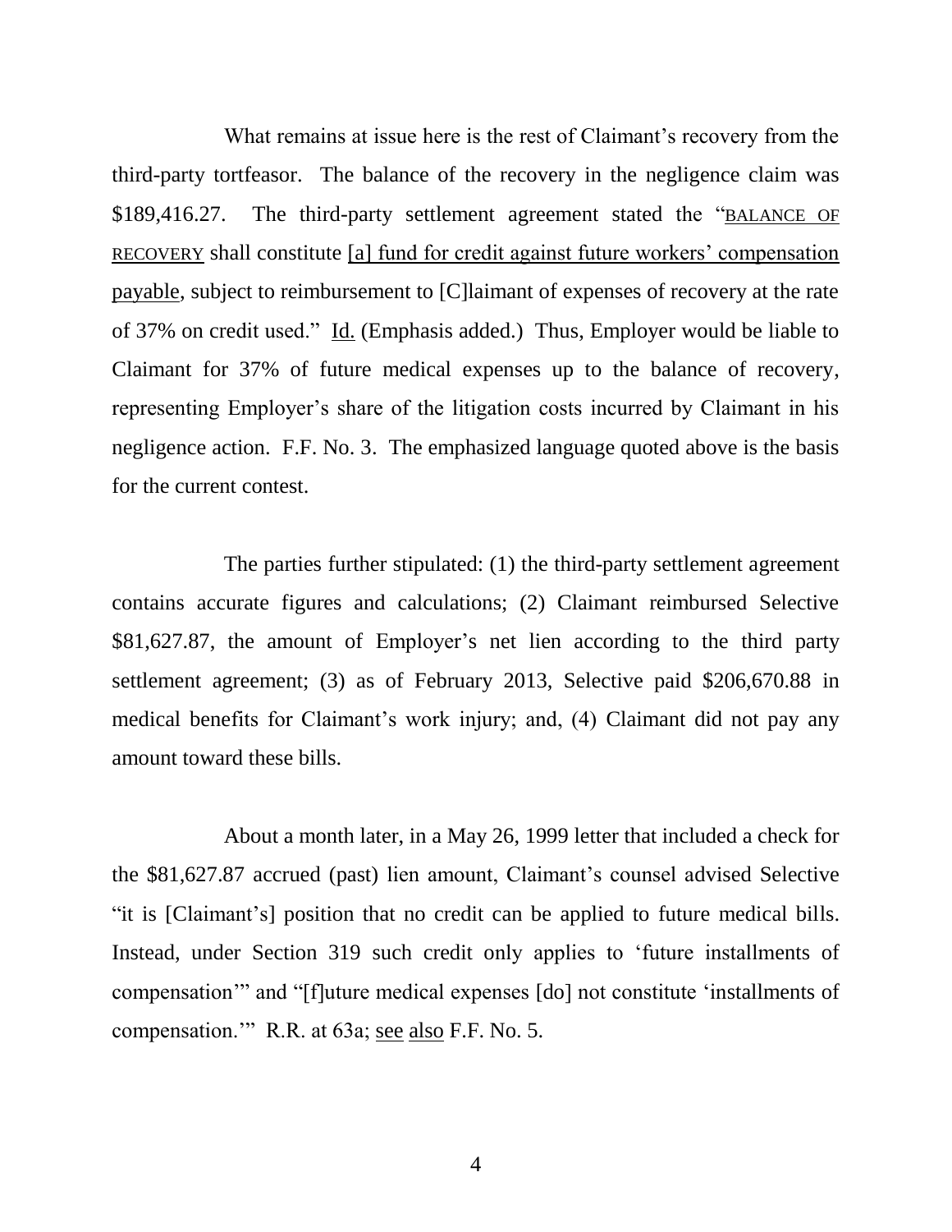What remains at issue here is the rest of Claimant's recovery from the third-party tortfeasor. The balance of the recovery in the negligence claim was \$189,416.27. The third-party settlement agreement stated the "BALANCE OF RECOVERY shall constitute [a] fund for credit against future workers' compensation payable, subject to reimbursement to [C]laimant of expenses of recovery at the rate of 37% on credit used." Id. (Emphasis added.) Thus, Employer would be liable to Claimant for 37% of future medical expenses up to the balance of recovery, representing Employer's share of the litigation costs incurred by Claimant in his negligence action. F.F. No. 3. The emphasized language quoted above is the basis for the current contest.

The parties further stipulated: (1) the third-party settlement agreement contains accurate figures and calculations; (2) Claimant reimbursed Selective \$81,627.87, the amount of Employer's net lien according to the third party settlement agreement; (3) as of February 2013, Selective paid \$206,670.88 in medical benefits for Claimant's work injury; and, (4) Claimant did not pay any amount toward these bills.

About a month later, in a May 26, 1999 letter that included a check for the \$81,627.87 accrued (past) lien amount, Claimant's counsel advised Selective "it is [Claimant's] position that no credit can be applied to future medical bills. Instead, under Section 319 such credit only applies to 'future installments of compensation'" and "[f]uture medical expenses [do] not constitute 'installments of compensation.'" R.R. at 63a; see also F.F. No. 5.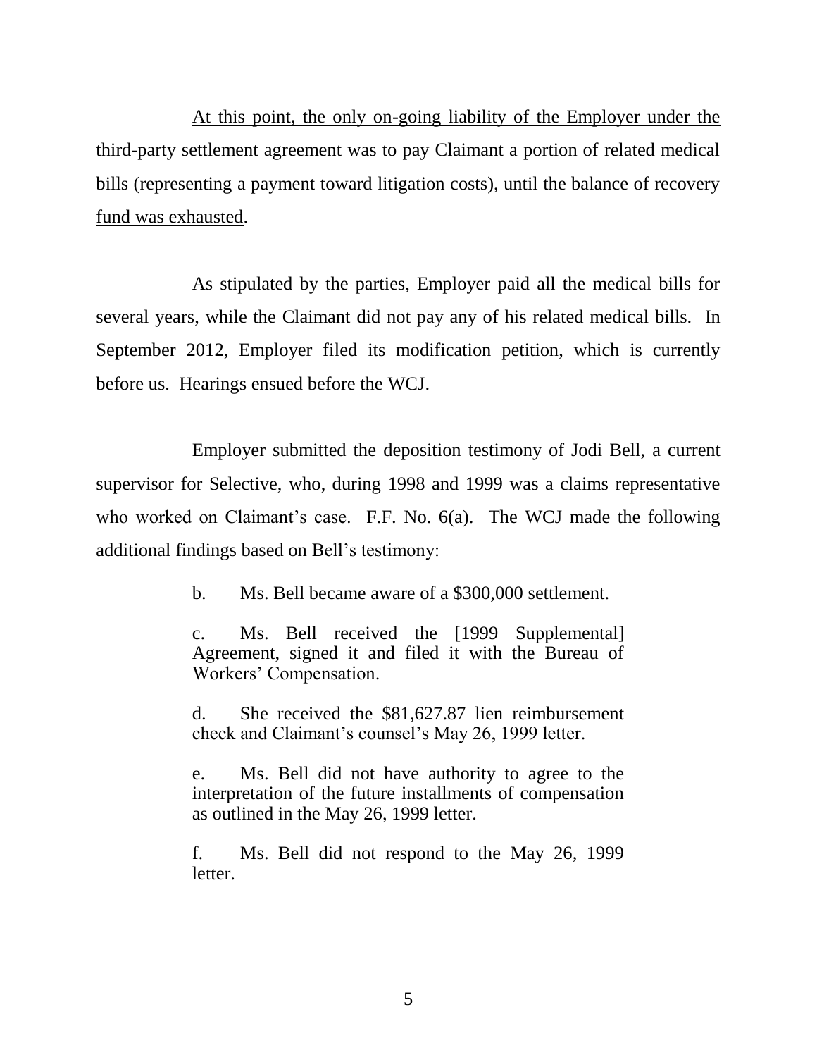At this point, the only on-going liability of the Employer under the third-party settlement agreement was to pay Claimant a portion of related medical bills (representing a payment toward litigation costs), until the balance of recovery fund was exhausted.

As stipulated by the parties, Employer paid all the medical bills for several years, while the Claimant did not pay any of his related medical bills. In September 2012, Employer filed its modification petition, which is currently before us. Hearings ensued before the WCJ.

Employer submitted the deposition testimony of Jodi Bell, a current supervisor for Selective, who, during 1998 and 1999 was a claims representative who worked on Claimant's case. F.F. No. 6(a). The WCJ made the following additional findings based on Bell's testimony:

> b. Ms. Bell became aware of a $300,000 settlement.
>
> c. Ms. Bell received the [1999 Supplemental] Agreement, signed it and filed it with the Bureau of Workers' Compensation.
>
> d. She received the $81,627.87 lien reimbursement check and Claimant's counsel's May 26, 1999 letter.
>
> e. Ms. Bell did not have authority to agree to the interpretation of the future installments of compensation as outlined in the May 26, 1999 letter.
>
> f. Ms. Bell did not respond to the May 26, 1999 letter.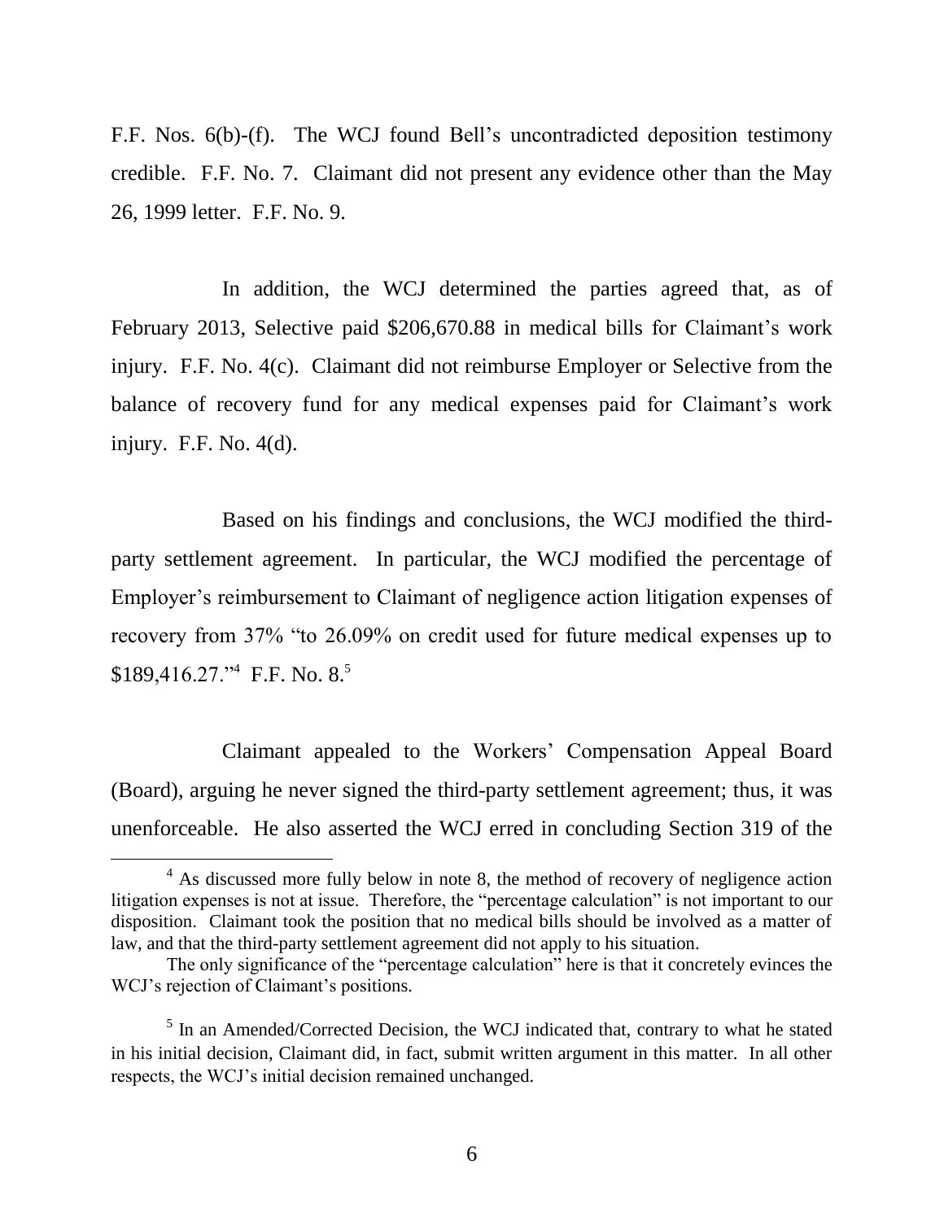F.F. Nos. 6(b)-(f). The WCJ found Bell's uncontradicted deposition testimony credible. F.F. No. 7. Claimant did not present any evidence other than the May 26, 1999 letter. F.F. No. 9.

In addition, the WCJ determined the parties agreed that, as of February 2013, Selective paid $206,670.88 in medical bills for Claimant's work injury. F.F. No. 4(c). Claimant did not reimburse Employer or Selective from the balance of recovery fund for any medical expenses paid for Claimant's work injury. F.F. No. 4(d).

Based on his findings and conclusions, the WCJ modified the third-party settlement agreement. In particular, the WCJ modified the percentage of Employer's reimbursement to Claimant of negligence action litigation expenses of recovery from 37% "to 26.09% on credit used for future medical expenses up to $189,416.27."[4] F.F. No. 8.[5]

Claimant appealed to the Workers' Compensation Appeal Board (Board), arguing he never signed the third-party settlement agreement; thus, it was unenforceable. He also asserted the WCJ erred in concluding Section 319 of the

---

[4] As discussed more fully below in note 8, the method of recovery of negligence action litigation expenses is not at issue. Therefore, the "percentage calculation" is not important to our disposition. Claimant took the position that no medical bills should be involved as a matter of law, and that the third-party settlement agreement did not apply to his situation.

The only significance of the "percentage calculation" here is that it concretely evinces the WCJ's rejection of Claimant's positions.

[5] In an Amended/Corrected Decision, the WCJ indicated that, contrary to what he stated in his initial decision, Claimant did, in fact, submit written argument in this matter. In all other respects, the WCJ's initial decision remained unchanged.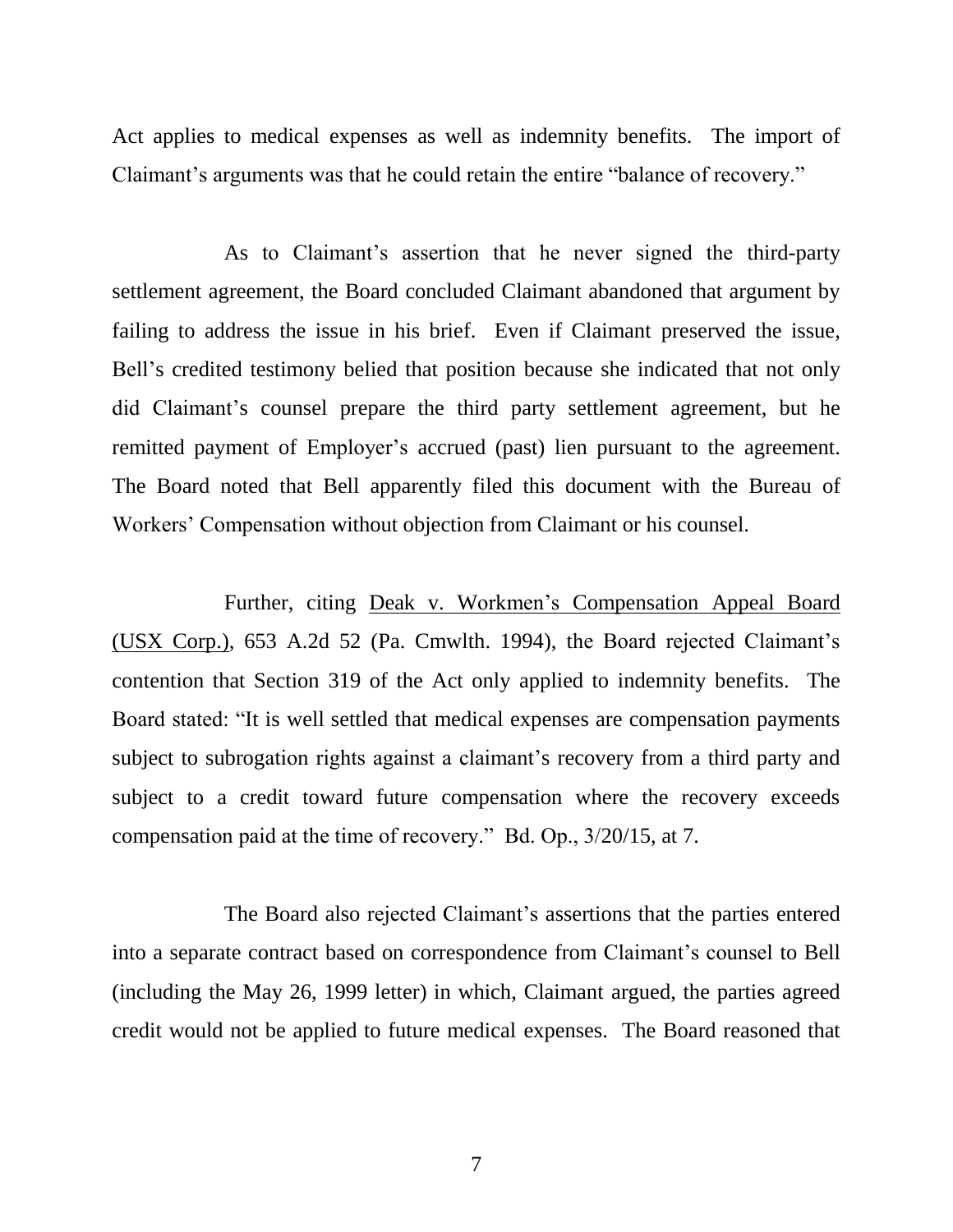Act applies to medical expenses as well as indemnity benefits. The import of Claimant's arguments was that he could retain the entire "balance of recovery."

As to Claimant's assertion that he never signed the third-party settlement agreement, the Board concluded Claimant abandoned that argument by failing to address the issue in his brief. Even if Claimant preserved the issue, Bell's credited testimony belied that position because she indicated that not only did Claimant's counsel prepare the third party settlement agreement, but he remitted payment of Employer's accrued (past) lien pursuant to the agreement. The Board noted that Bell apparently filed this document with the Bureau of Workers' Compensation without objection from Claimant or his counsel.

Further, citing Deak v. Workmen's Compensation Appeal Board (USX Corp.), 653 A.2d 52 (Pa. Cmwlth. 1994), the Board rejected Claimant's contention that Section 319 of the Act only applied to indemnity benefits. The Board stated: "It is well settled that medical expenses are compensation payments subject to subrogation rights against a claimant's recovery from a third party and subject to a credit toward future compensation where the recovery exceeds compensation paid at the time of recovery." Bd. Op., 3/20/15, at 7.

The Board also rejected Claimant's assertions that the parties entered into a separate contract based on correspondence from Claimant's counsel to Bell (including the May 26, 1999 letter) in which, Claimant argued, the parties agreed credit would not be applied to future medical expenses. The Board reasoned that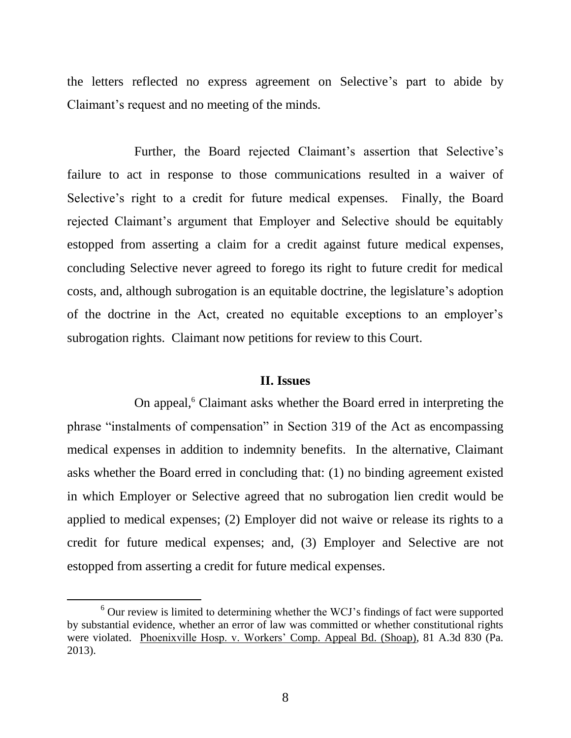the letters reflected no express agreement on Selective's part to abide by Claimant's request and no meeting of the minds.

Further, the Board rejected Claimant's assertion that Selective's failure to act in response to those communications resulted in a waiver of Selective's right to a credit for future medical expenses. Finally, the Board rejected Claimant's argument that Employer and Selective should be equitably estopped from asserting a claim for a credit against future medical expenses, concluding Selective never agreed to forego its right to future credit for medical costs, and, although subrogation is an equitable doctrine, the legislature's adoption of the doctrine in the Act, created no equitable exceptions to an employer's subrogation rights. Claimant now petitions for review to this Court.

## II. Issues

On appeal,[6] Claimant asks whether the Board erred in interpreting the phrase "instalments of compensation" in Section 319 of the Act as encompassing medical expenses in addition to indemnity benefits. In the alternative, Claimant asks whether the Board erred in concluding that: (1) no binding agreement existed in which Employer or Selective agreed that no subrogation lien credit would be applied to medical expenses; (2) Employer did not waive or release its rights to a credit for future medical expenses; and, (3) Employer and Selective are not estopped from asserting a credit for future medical expenses.

---

[6] Our review is limited to determining whether the WCJ's findings of fact were supported by substantial evidence, whether an error of law was committed or whether constitutional rights were violated. Phoenixville Hosp. v. Workers' Comp. Appeal Bd. (Shoap), 81 A.3d 830 (Pa. 2013).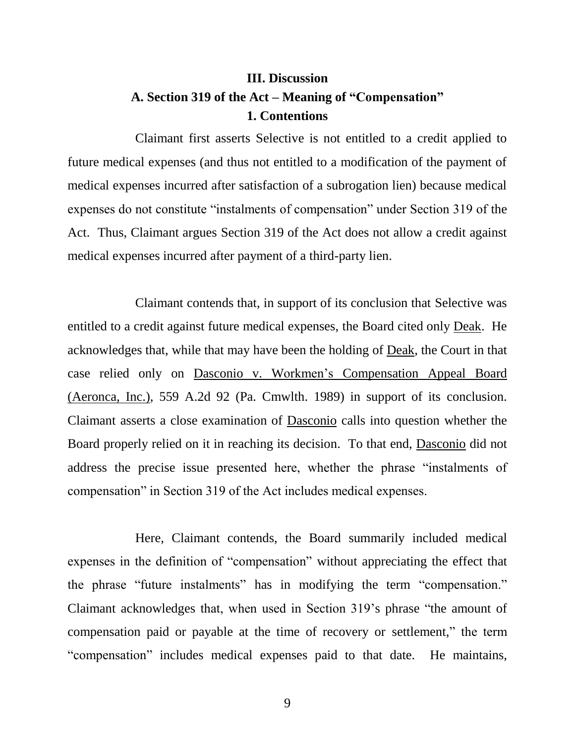## III. Discussion

### A. Section 319 of the Act – Meaning of "Compensation"

#### 1. Contentions

Claimant first asserts Selective is not entitled to a credit applied to future medical expenses (and thus not entitled to a modification of the payment of medical expenses incurred after satisfaction of a subrogation lien) because medical expenses do not constitute "instalments of compensation" under Section 319 of the Act. Thus, Claimant argues Section 319 of the Act does not allow a credit against medical expenses incurred after payment of a third-party lien.

Claimant contends that, in support of its conclusion that Selective was entitled to a credit against future medical expenses, the Board cited only Deak. He acknowledges that, while that may have been the holding of Deak, the Court in that case relied only on Dasconio v. Workmen's Compensation Appeal Board (Aeronca, Inc.), 559 A.2d 92 (Pa. Cmwlth. 1989) in support of its conclusion. Claimant asserts a close examination of Dasconio calls into question whether the Board properly relied on it in reaching its decision. To that end, Dasconio did not address the precise issue presented here, whether the phrase "instalments of compensation" in Section 319 of the Act includes medical expenses.

Here, Claimant contends, the Board summarily included medical expenses in the definition of "compensation" without appreciating the effect that the phrase "future instalments" has in modifying the term "compensation." Claimant acknowledges that, when used in Section 319's phrase "the amount of compensation paid or payable at the time of recovery or settlement," the term "compensation" includes medical expenses paid to that date. He maintains,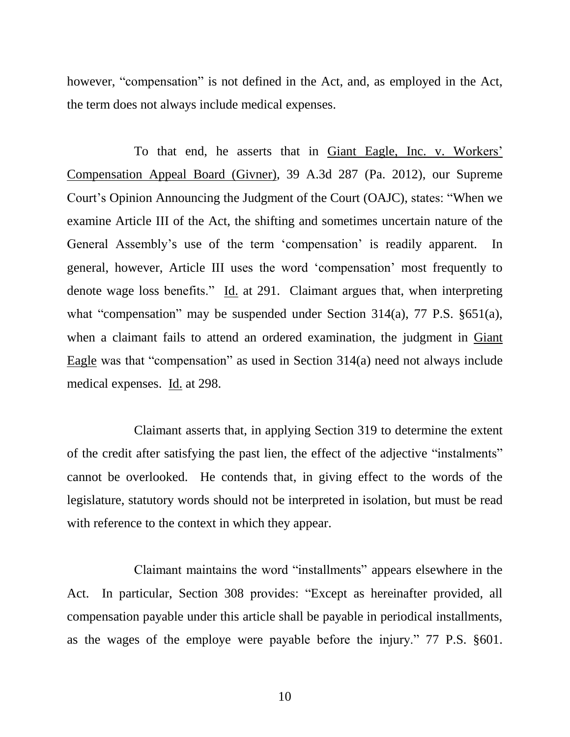however, "compensation" is not defined in the Act, and, as employed in the Act, the term does not always include medical expenses.

To that end, he asserts that in Giant Eagle, Inc. v. Workers' Compensation Appeal Board (Givner), 39 A.3d 287 (Pa. 2012), our Supreme Court's Opinion Announcing the Judgment of the Court (OAJC), states: "When we examine Article III of the Act, the shifting and sometimes uncertain nature of the General Assembly's use of the term 'compensation' is readily apparent. In general, however, Article III uses the word 'compensation' most frequently to denote wage loss benefits." Id. at 291. Claimant argues that, when interpreting what "compensation" may be suspended under Section 314(a), 77 P.S. §651(a), when a claimant fails to attend an ordered examination, the judgment in Giant Eagle was that "compensation" as used in Section 314(a) need not always include medical expenses. Id. at 298.

Claimant asserts that, in applying Section 319 to determine the extent of the credit after satisfying the past lien, the effect of the adjective "instalments" cannot be overlooked. He contends that, in giving effect to the words of the legislature, statutory words should not be interpreted in isolation, but must be read with reference to the context in which they appear.

Claimant maintains the word "installments" appears elsewhere in the Act. In particular, Section 308 provides: "Except as hereinafter provided, all compensation payable under this article shall be payable in periodical installments, as the wages of the employe were payable before the injury." 77 P.S. §601.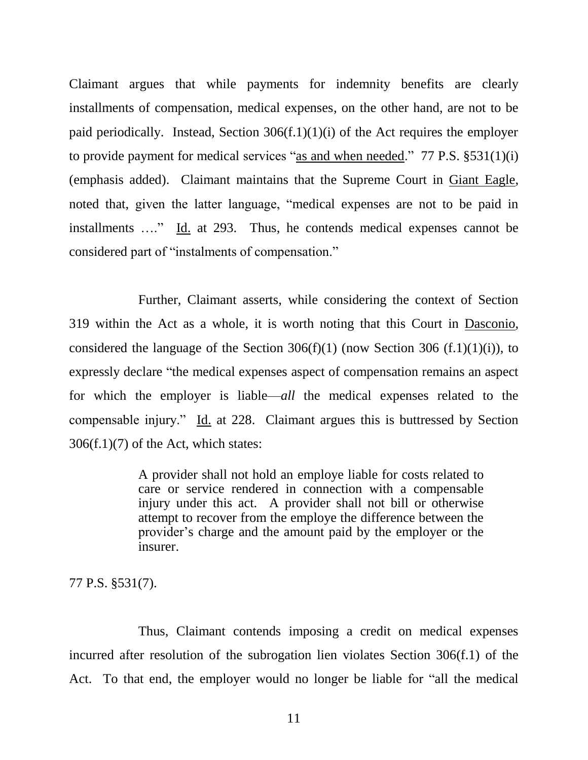Claimant argues that while payments for indemnity benefits are clearly installments of compensation, medical expenses, on the other hand, are not to be paid periodically. Instead, Section 306(f.1)(1)(i) of the Act requires the employer to provide payment for medical services "<u>as and when needed</u>." 77 P.S. §531(1)(i) (emphasis added). Claimant maintains that the Supreme Court in <u>Giant Eagle</u>, noted that, given the latter language, "medical expenses are not to be paid in installments …." <u>Id.</u> at 293. Thus, he contends medical expenses cannot be considered part of "instalments of compensation."

Further, Claimant asserts, while considering the context of Section 319 within the Act as a whole, it is worth noting that this Court in <u>Dasconio</u>, considered the language of the Section 306(f)(1) (now Section 306 (f.1)(1)(i)), to expressly declare "the medical expenses aspect of compensation remains an aspect for which the employer is liable—*all* the medical expenses related to the compensable injury." <u>Id.</u> at 228. Claimant argues this is buttressed by Section 306(f.1)(7) of the Act, which states:

> A provider shall not hold an employe liable for costs related to care or service rendered in connection with a compensable injury under this act. A provider shall not bill or otherwise attempt to recover from the employe the difference between the provider's charge and the amount paid by the employer or the insurer.

77 P.S. §531(7).

Thus, Claimant contends imposing a credit on medical expenses incurred after resolution of the subrogation lien violates Section 306(f.1) of the Act. To that end, the employer would no longer be liable for "all the medical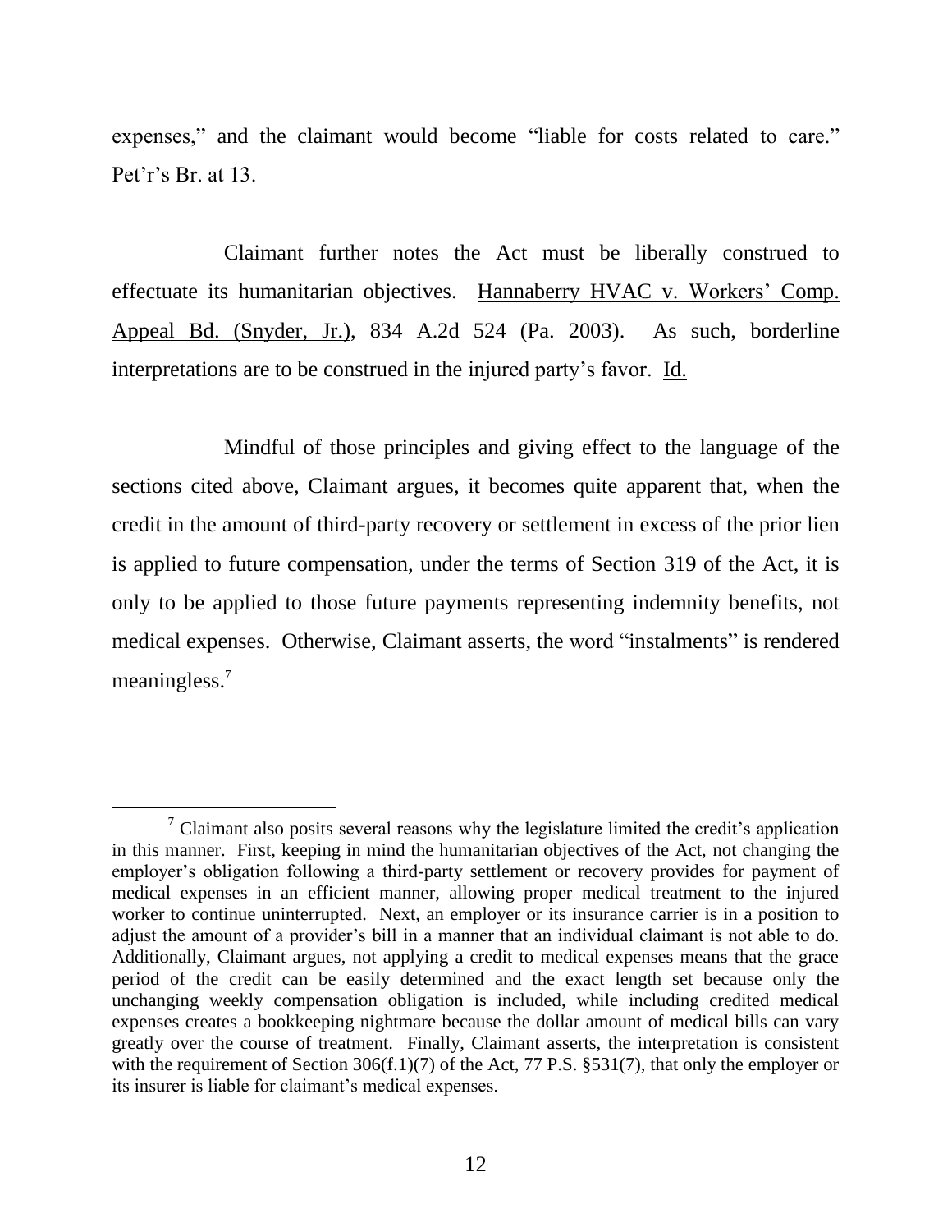expenses," and the claimant would become "liable for costs related to care." Pet'r's Br. at 13.

Claimant further notes the Act must be liberally construed to effectuate its humanitarian objectives. Hannaberry HVAC v. Workers' Comp. Appeal Bd. (Snyder, Jr.), 834 A.2d 524 (Pa. 2003). As such, borderline interpretations are to be construed in the injured party's favor. Id.

Mindful of those principles and giving effect to the language of the sections cited above, Claimant argues, it becomes quite apparent that, when the credit in the amount of third-party recovery or settlement in excess of the prior lien is applied to future compensation, under the terms of Section 319 of the Act, it is only to be applied to those future payments representing indemnity benefits, not medical expenses. Otherwise, Claimant asserts, the word "instalments" is rendered meaningless.[7]

---

[7] Claimant also posits several reasons why the legislature limited the credit's application in this manner. First, keeping in mind the humanitarian objectives of the Act, not changing the employer's obligation following a third-party settlement or recovery provides for payment of medical expenses in an efficient manner, allowing proper medical treatment to the injured worker to continue uninterrupted. Next, an employer or its insurance carrier is in a position to adjust the amount of a provider's bill in a manner that an individual claimant is not able to do. Additionally, Claimant argues, not applying a credit to medical expenses means that the grace period of the credit can be easily determined and the exact length set because only the unchanging weekly compensation obligation is included, while including credited medical expenses creates a bookkeeping nightmare because the dollar amount of medical bills can vary greatly over the course of treatment. Finally, Claimant asserts, the interpretation is consistent with the requirement of Section 306(f.1)(7) of the Act, 77 P.S. §531(7), that only the employer or its insurer is liable for claimant's medical expenses.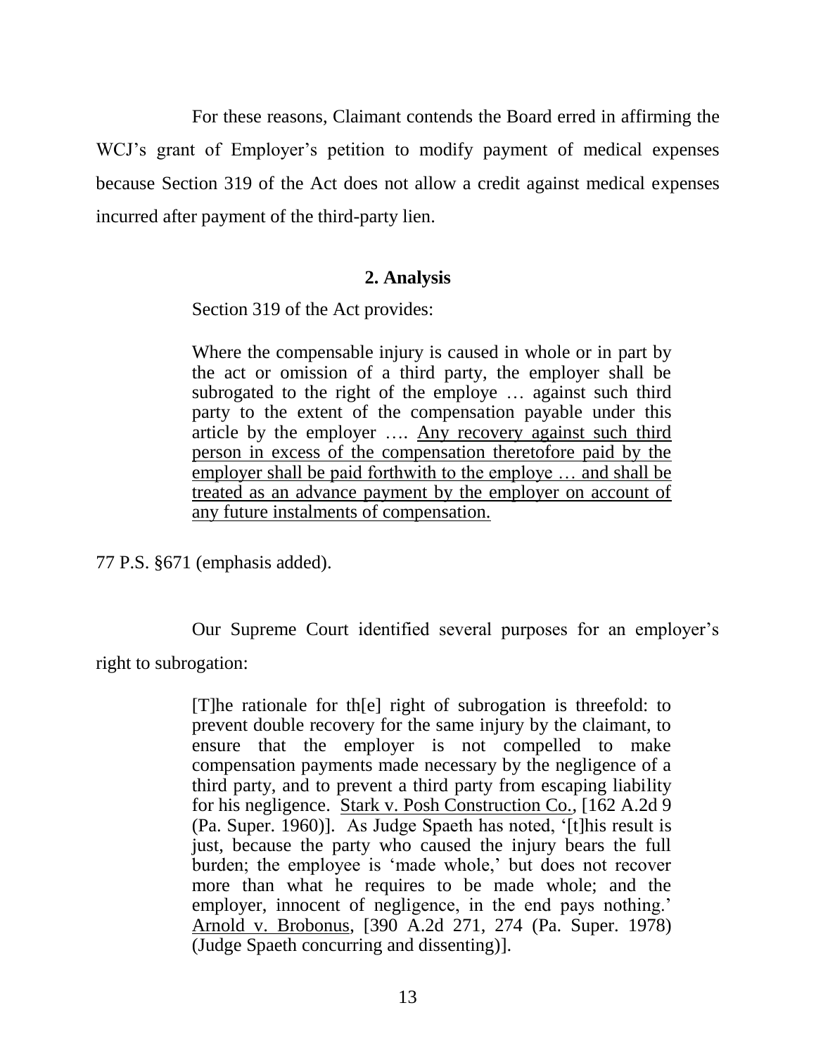For these reasons, Claimant contends the Board erred in affirming the WCJ's grant of Employer's petition to modify payment of medical expenses because Section 319 of the Act does not allow a credit against medical expenses incurred after payment of the third-party lien.

**2. Analysis**

Section 319 of the Act provides:

> Where the compensable injury is caused in whole or in part by the act or omission of a third party, the employer shall be subrogated to the right of the employe … against such third party to the extent of the compensation payable under this article by the employer …. <u>Any recovery against such third person in excess of the compensation theretofore paid by the employer shall be paid forthwith to the employe … and shall be treated as an advance payment by the employer on account of any future instalments of compensation.</u>

77 P.S. §671 (emphasis added).

Our Supreme Court identified several purposes for an employer's right to subrogation:

> [T]he rationale for th[e] right of subrogation is threefold: to prevent double recovery for the same injury by the claimant, to ensure that the employer is not compelled to make compensation payments made necessary by the negligence of a third party, and to prevent a third party from escaping liability for his negligence. <u>Stark v. Posh Construction Co.</u>, [162 A.2d 9 (Pa. Super. 1960)]. As Judge Spaeth has noted, '[t]his result is just, because the party who caused the injury bears the full burden; the employee is 'made whole,' but does not recover more than what he requires to be made whole; and the employer, innocent of negligence, in the end pays nothing.' <u>Arnold v. Brobonus</u>, [390 A.2d 271, 274 (Pa. Super. 1978) (Judge Spaeth concurring and dissenting)].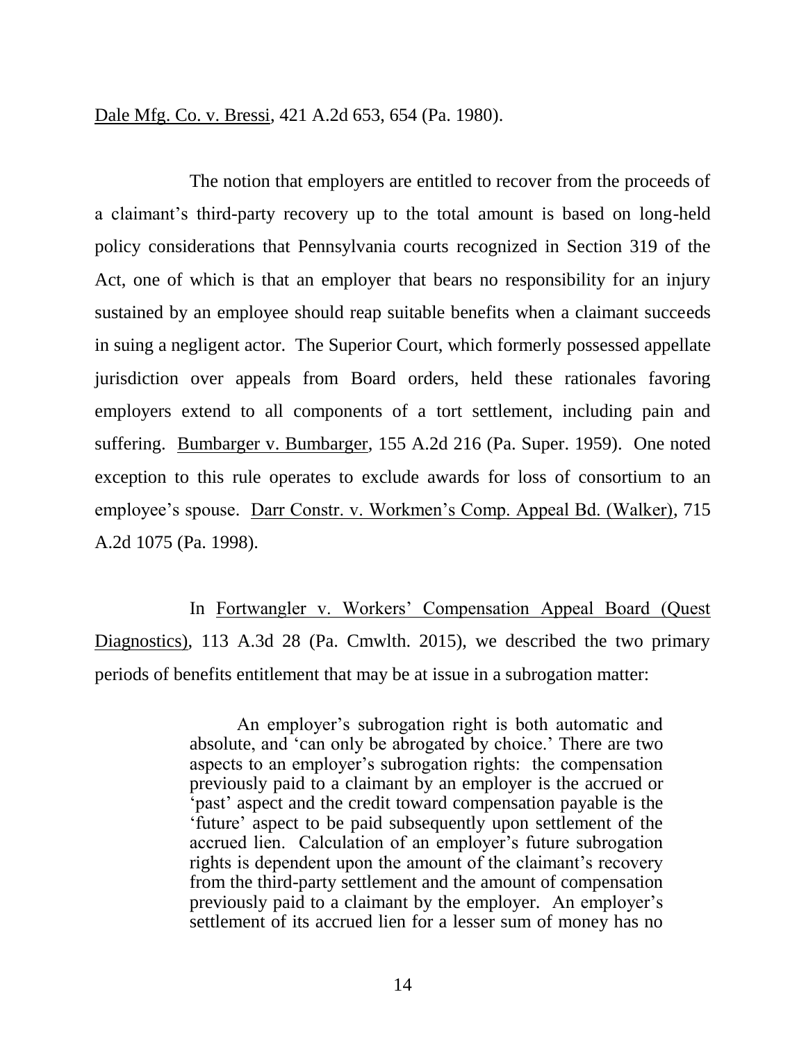Dale Mfg. Co. v. Bressi, 421 A.2d 653, 654 (Pa. 1980).

The notion that employers are entitled to recover from the proceeds of a claimant's third-party recovery up to the total amount is based on long-held policy considerations that Pennsylvania courts recognized in Section 319 of the Act, one of which is that an employer that bears no responsibility for an injury sustained by an employee should reap suitable benefits when a claimant succeeds in suing a negligent actor. The Superior Court, which formerly possessed appellate jurisdiction over appeals from Board orders, held these rationales favoring employers extend to all components of a tort settlement, including pain and suffering. Bumbarger v. Bumbarger, 155 A.2d 216 (Pa. Super. 1959). One noted exception to this rule operates to exclude awards for loss of consortium to an employee's spouse. Darr Constr. v. Workmen's Comp. Appeal Bd. (Walker), 715 A.2d 1075 (Pa. 1998).

In Fortwangler v. Workers' Compensation Appeal Board (Quest Diagnostics), 113 A.3d 28 (Pa. Cmwlth. 2015), we described the two primary periods of benefits entitlement that may be at issue in a subrogation matter:

> An employer's subrogation right is both automatic and absolute, and 'can only be abrogated by choice.' There are two aspects to an employer's subrogation rights: the compensation previously paid to a claimant by an employer is the accrued or 'past' aspect and the credit toward compensation payable is the 'future' aspect to be paid subsequently upon settlement of the accrued lien. Calculation of an employer's future subrogation rights is dependent upon the amount of the claimant's recovery from the third-party settlement and the amount of compensation previously paid to a claimant by the employer. An employer's settlement of its accrued lien for a lesser sum of money has no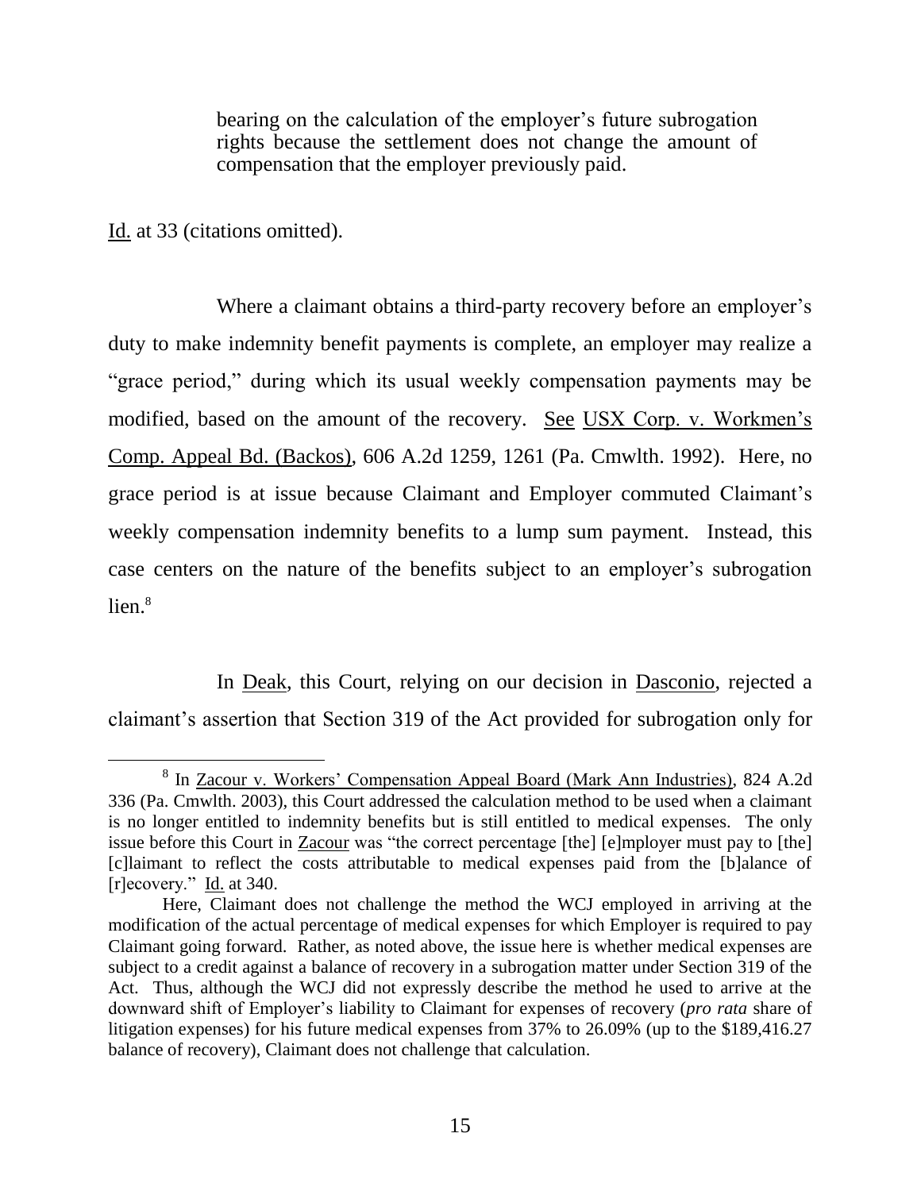> bearing on the calculation of the employer's future subrogation rights because the settlement does not change the amount of compensation that the employer previously paid.

Id. at 33 (citations omitted).

Where a claimant obtains a third-party recovery before an employer's duty to make indemnity benefit payments is complete, an employer may realize a "grace period," during which its usual weekly compensation payments may be modified, based on the amount of the recovery. See USX Corp. v. Workmen's Comp. Appeal Bd. (Backos), 606 A.2d 1259, 1261 (Pa. Cmwlth. 1992). Here, no grace period is at issue because Claimant and Employer commuted Claimant's weekly compensation indemnity benefits to a lump sum payment. Instead, this case centers on the nature of the benefits subject to an employer's subrogation lien.[8]

In Deak, this Court, relying on our decision in Dasconio, rejected a claimant's assertion that Section 319 of the Act provided for subrogation only for

---

[8] In Zacour v. Workers' Compensation Appeal Board (Mark Ann Industries), 824 A.2d 336 (Pa. Cmwlth. 2003), this Court addressed the calculation method to be used when a claimant is no longer entitled to indemnity benefits but is still entitled to medical expenses. The only issue before this Court in Zacour was "the correct percentage [the] [e]mployer must pay to [the] [c]laimant to reflect the costs attributable to medical expenses paid from the [b]alance of [r]ecovery." Id. at 340.

Here, Claimant does not challenge the method the WCJ employed in arriving at the modification of the actual percentage of medical expenses for which Employer is required to pay Claimant going forward. Rather, as noted above, the issue here is whether medical expenses are subject to a credit against a balance of recovery in a subrogation matter under Section 319 of the Act. Thus, although the WCJ did not expressly describe the method he used to arrive at the downward shift of Employer's liability to Claimant for expenses of recovery (*pro rata* share of litigation expenses) for his future medical expenses from 37% to 26.09% (up to the $189,416.27 balance of recovery), Claimant does not challenge that calculation.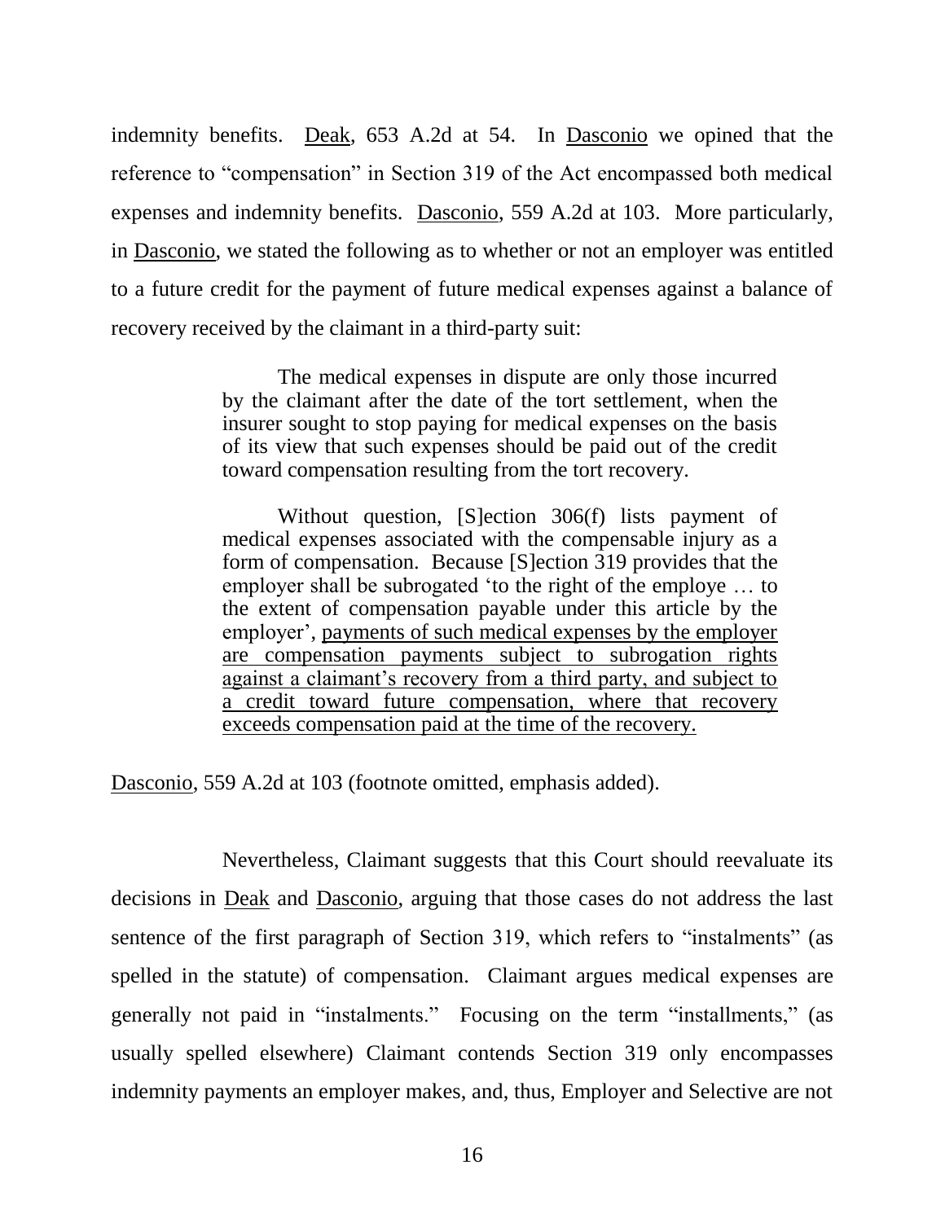indemnity benefits. Deak, 653 A.2d at 54. In Dasconio we opined that the reference to "compensation" in Section 319 of the Act encompassed both medical expenses and indemnity benefits. Dasconio, 559 A.2d at 103. More particularly, in Dasconio, we stated the following as to whether or not an employer was entitled to a future credit for the payment of future medical expenses against a balance of recovery received by the claimant in a third-party suit:

> The medical expenses in dispute are only those incurred by the claimant after the date of the tort settlement, when the insurer sought to stop paying for medical expenses on the basis of its view that such expenses should be paid out of the credit toward compensation resulting from the tort recovery.
>
> Without question, [S]ection 306(f) lists payment of medical expenses associated with the compensable injury as a form of compensation. Because [S]ection 319 provides that the employer shall be subrogated 'to the right of the employe … to the extent of compensation payable under this article by the employer', <u>payments of such medical expenses by the employer are compensation payments subject to subrogation rights against a claimant's recovery from a third party, and subject to a credit toward future compensation, where that recovery exceeds compensation paid at the time of the recovery.</u>

Dasconio, 559 A.2d at 103 (footnote omitted, emphasis added).

Nevertheless, Claimant suggests that this Court should reevaluate its decisions in Deak and Dasconio, arguing that those cases do not address the last sentence of the first paragraph of Section 319, which refers to "instalments" (as spelled in the statute) of compensation. Claimant argues medical expenses are generally not paid in "instalments." Focusing on the term "installments," (as usually spelled elsewhere) Claimant contends Section 319 only encompasses indemnity payments an employer makes, and, thus, Employer and Selective are not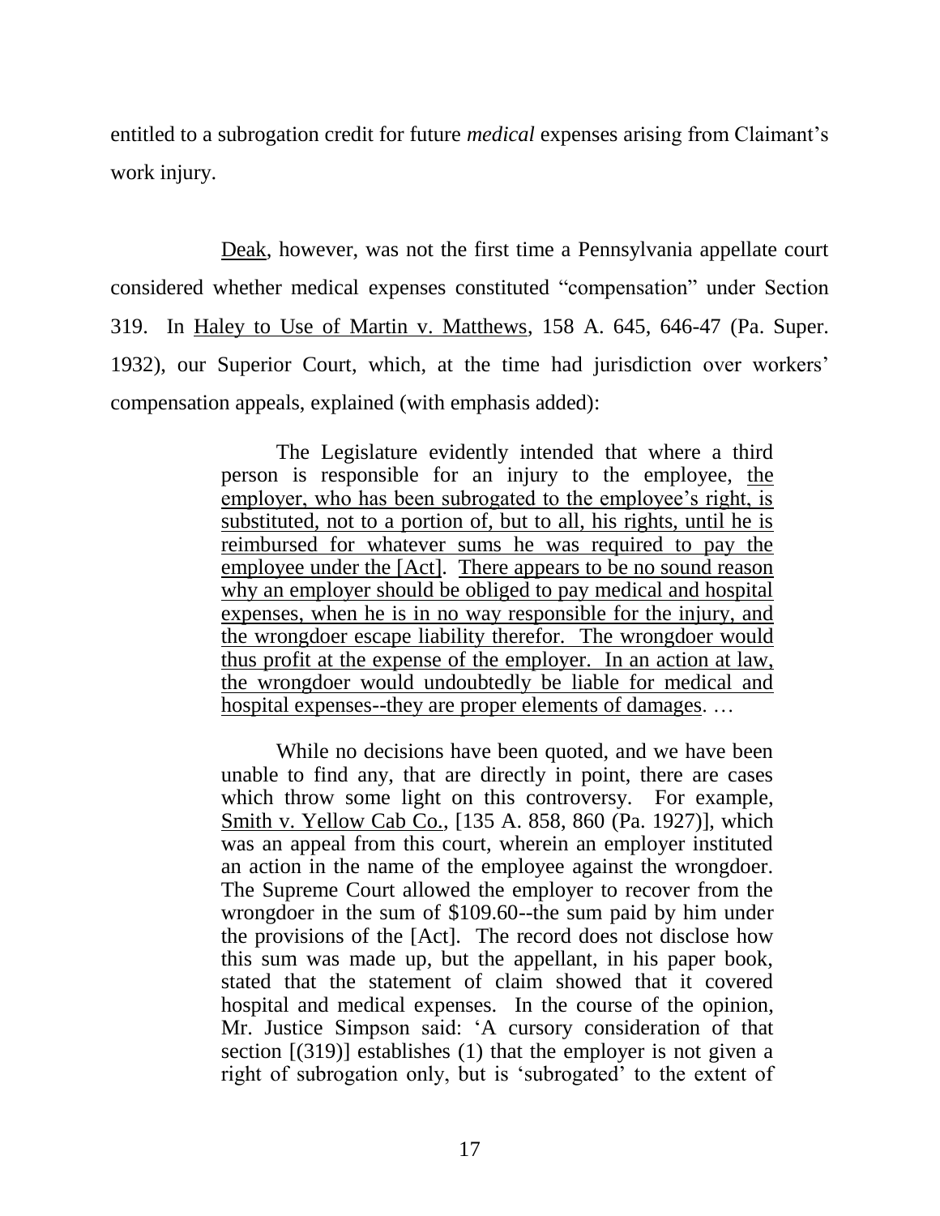entitled to a subrogation credit for future *medical* expenses arising from Claimant's work injury.

Deak, however, was not the first time a Pennsylvania appellate court considered whether medical expenses constituted "compensation" under Section 319. In Haley to Use of Martin v. Matthews, 158 A. 645, 646-47 (Pa. Super. 1932), our Superior Court, which, at the time had jurisdiction over workers' compensation appeals, explained (with emphasis added):

> The Legislature evidently intended that where a third person is responsible for an injury to the employee, <u>the employer, who has been subrogated to the employee's right, is substituted, not to a portion of, but to all, his rights, until he is reimbursed for whatever sums he was required to pay the employee under the [Act]</u>. <u>There appears to be no sound reason why an employer should be obliged to pay medical and hospital expenses, when he is in no way responsible for the injury, and the wrongdoer escape liability therefor. The wrongdoer would thus profit at the expense of the employer. In an action at law, the wrongdoer would undoubtedly be liable for medical and hospital expenses--they are proper elements of damages</u>. …
>
> While no decisions have been quoted, and we have been unable to find any, that are directly in point, there are cases which throw some light on this controversy. For example, Smith v. Yellow Cab Co., [135 A. 858, 860 (Pa. 1927)], which was an appeal from this court, wherein an employer instituted an action in the name of the employee against the wrongdoer. The Supreme Court allowed the employer to recover from the wrongdoer in the sum of $109.60--the sum paid by him under the provisions of the [Act]. The record does not disclose how this sum was made up, but the appellant, in his paper book, stated that the statement of claim showed that it covered hospital and medical expenses. In the course of the opinion, Mr. Justice Simpson said: 'A cursory consideration of that section [(319)] establishes (1) that the employer is not given a right of subrogation only, but is 'subrogated' to the extent of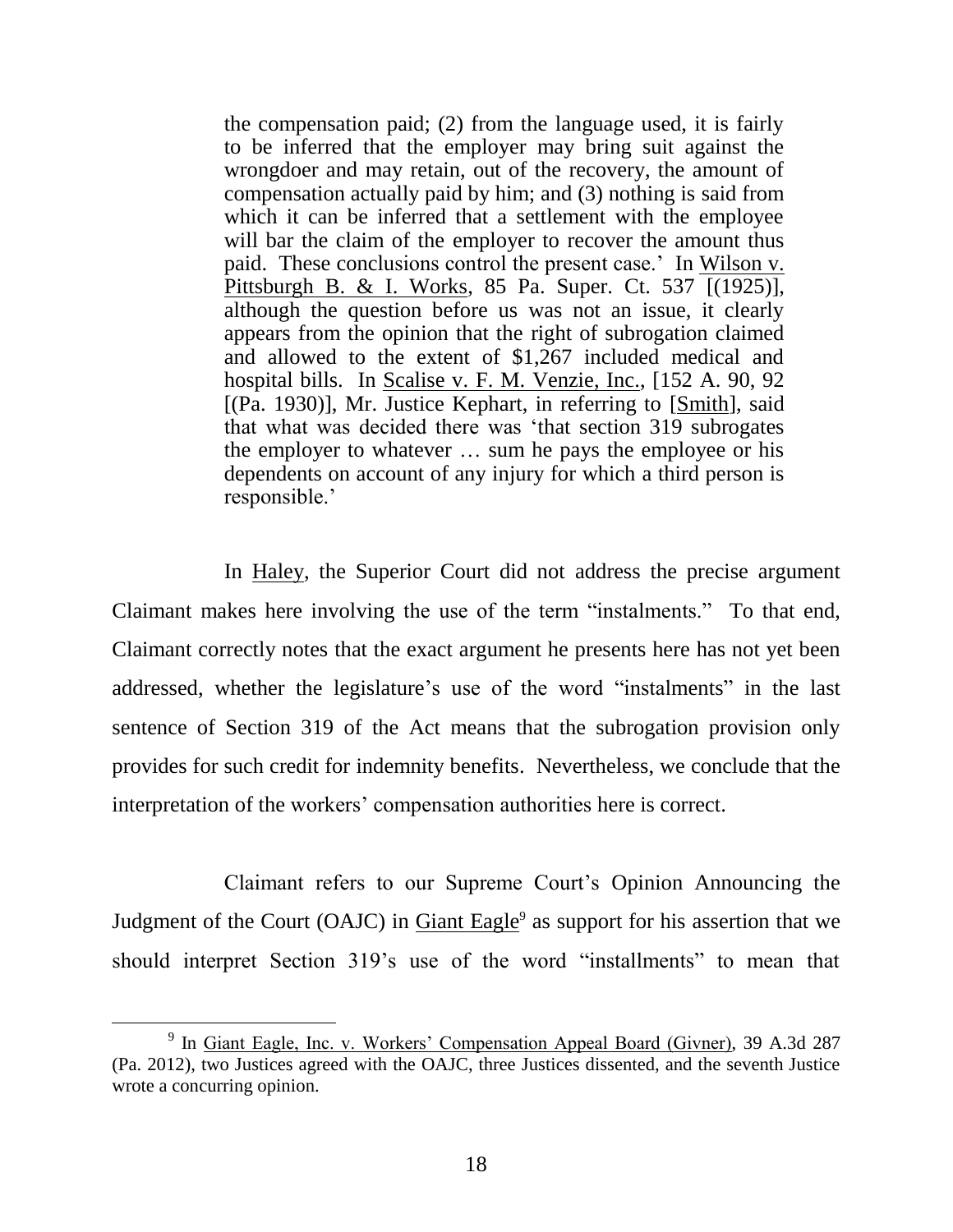> the compensation paid; (2) from the language used, it is fairly to be inferred that the employer may bring suit against the wrongdoer and may retain, out of the recovery, the amount of compensation actually paid by him; and (3) nothing is said from which it can be inferred that a settlement with the employee will bar the claim of the employer to recover the amount thus paid. These conclusions control the present case.' In Wilson v. Pittsburgh B. & I. Works, 85 Pa. Super. Ct. 537 [(1925)], although the question before us was not an issue, it clearly appears from the opinion that the right of subrogation claimed and allowed to the extent of $1,267 included medical and hospital bills. In Scalise v. F. M. Venzie, Inc., [152 A. 90, 92 [(Pa. 1930)], Mr. Justice Kephart, in referring to [Smith], said that what was decided there was 'that section 319 subrogates the employer to whatever … sum he pays the employee or his dependents on account of any injury for which a third person is responsible.'

In Haley, the Superior Court did not address the precise argument Claimant makes here involving the use of the term "instalments." To that end, Claimant correctly notes that the exact argument he presents here has not yet been addressed, whether the legislature's use of the word "instalments" in the last sentence of Section 319 of the Act means that the subrogation provision only provides for such credit for indemnity benefits. Nevertheless, we conclude that the interpretation of the workers' compensation authorities here is correct.

Claimant refers to our Supreme Court's Opinion Announcing the Judgment of the Court (OAJC) in Giant Eagle[9] as support for his assertion that we should interpret Section 319's use of the word "installments" to mean that

---

[9] In Giant Eagle, Inc. v. Workers' Compensation Appeal Board (Givner), 39 A.3d 287 (Pa. 2012), two Justices agreed with the OAJC, three Justices dissented, and the seventh Justice wrote a concurring opinion.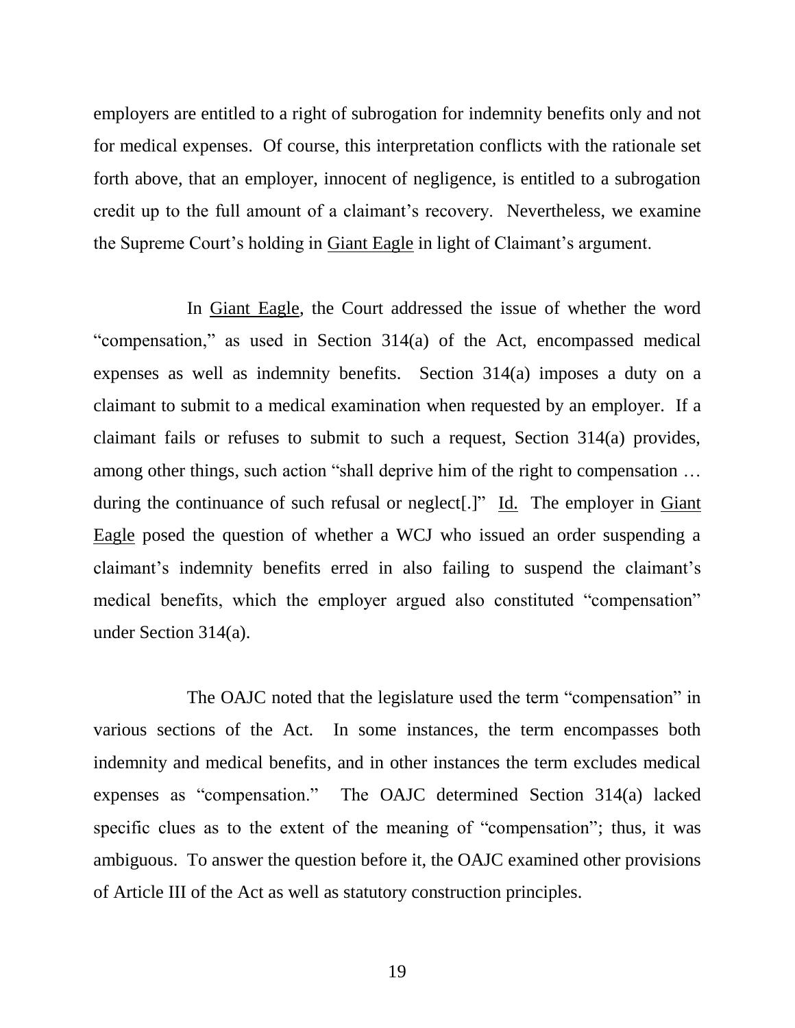employers are entitled to a right of subrogation for indemnity benefits only and not for medical expenses. Of course, this interpretation conflicts with the rationale set forth above, that an employer, innocent of negligence, is entitled to a subrogation credit up to the full amount of a claimant's recovery. Nevertheless, we examine the Supreme Court's holding in Giant Eagle in light of Claimant's argument.

In Giant Eagle, the Court addressed the issue of whether the word "compensation," as used in Section 314(a) of the Act, encompassed medical expenses as well as indemnity benefits. Section 314(a) imposes a duty on a claimant to submit to a medical examination when requested by an employer. If a claimant fails or refuses to submit to such a request, Section 314(a) provides, among other things, such action "shall deprive him of the right to compensation … during the continuance of such refusal or neglect[.]" Id. The employer in Giant Eagle posed the question of whether a WCJ who issued an order suspending a claimant's indemnity benefits erred in also failing to suspend the claimant's medical benefits, which the employer argued also constituted "compensation" under Section 314(a).

The OAJC noted that the legislature used the term "compensation" in various sections of the Act. In some instances, the term encompasses both indemnity and medical benefits, and in other instances the term excludes medical expenses as "compensation." The OAJC determined Section 314(a) lacked specific clues as to the extent of the meaning of "compensation"; thus, it was ambiguous. To answer the question before it, the OAJC examined other provisions of Article III of the Act as well as statutory construction principles.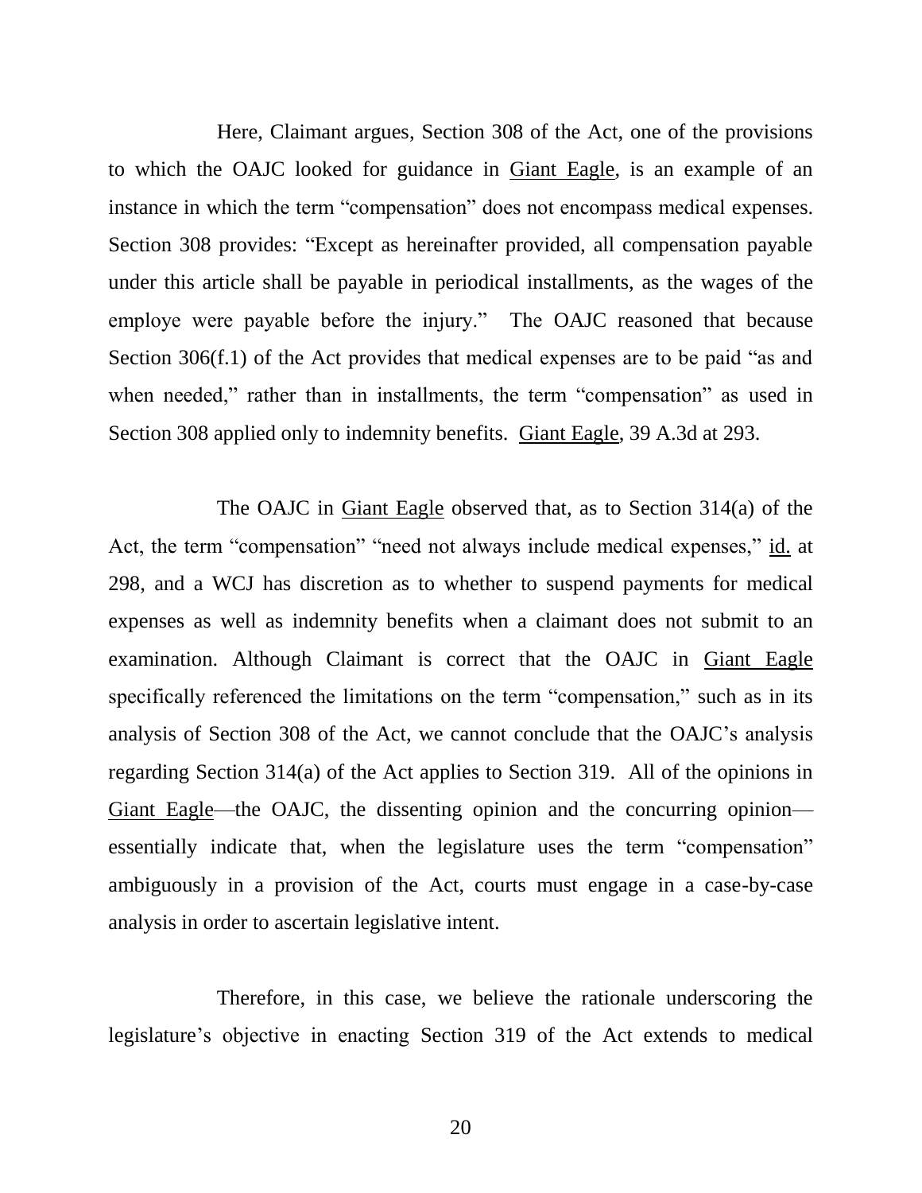Here, Claimant argues, Section 308 of the Act, one of the provisions to which the OAJC looked for guidance in Giant Eagle, is an example of an instance in which the term "compensation" does not encompass medical expenses. Section 308 provides: "Except as hereinafter provided, all compensation payable under this article shall be payable in periodical installments, as the wages of the employe were payable before the injury." The OAJC reasoned that because Section 306(f.1) of the Act provides that medical expenses are to be paid "as and when needed," rather than in installments, the term "compensation" as used in Section 308 applied only to indemnity benefits. Giant Eagle, 39 A.3d at 293.

The OAJC in Giant Eagle observed that, as to Section 314(a) of the Act, the term "compensation" "need not always include medical expenses," id. at 298, and a WCJ has discretion as to whether to suspend payments for medical expenses as well as indemnity benefits when a claimant does not submit to an examination. Although Claimant is correct that the OAJC in Giant Eagle specifically referenced the limitations on the term "compensation," such as in its analysis of Section 308 of the Act, we cannot conclude that the OAJC's analysis regarding Section 314(a) of the Act applies to Section 319. All of the opinions in Giant Eagle—the OAJC, the dissenting opinion and the concurring opinion—essentially indicate that, when the legislature uses the term "compensation" ambiguously in a provision of the Act, courts must engage in a case-by-case analysis in order to ascertain legislative intent.

Therefore, in this case, we believe the rationale underscoring the legislature's objective in enacting Section 319 of the Act extends to medical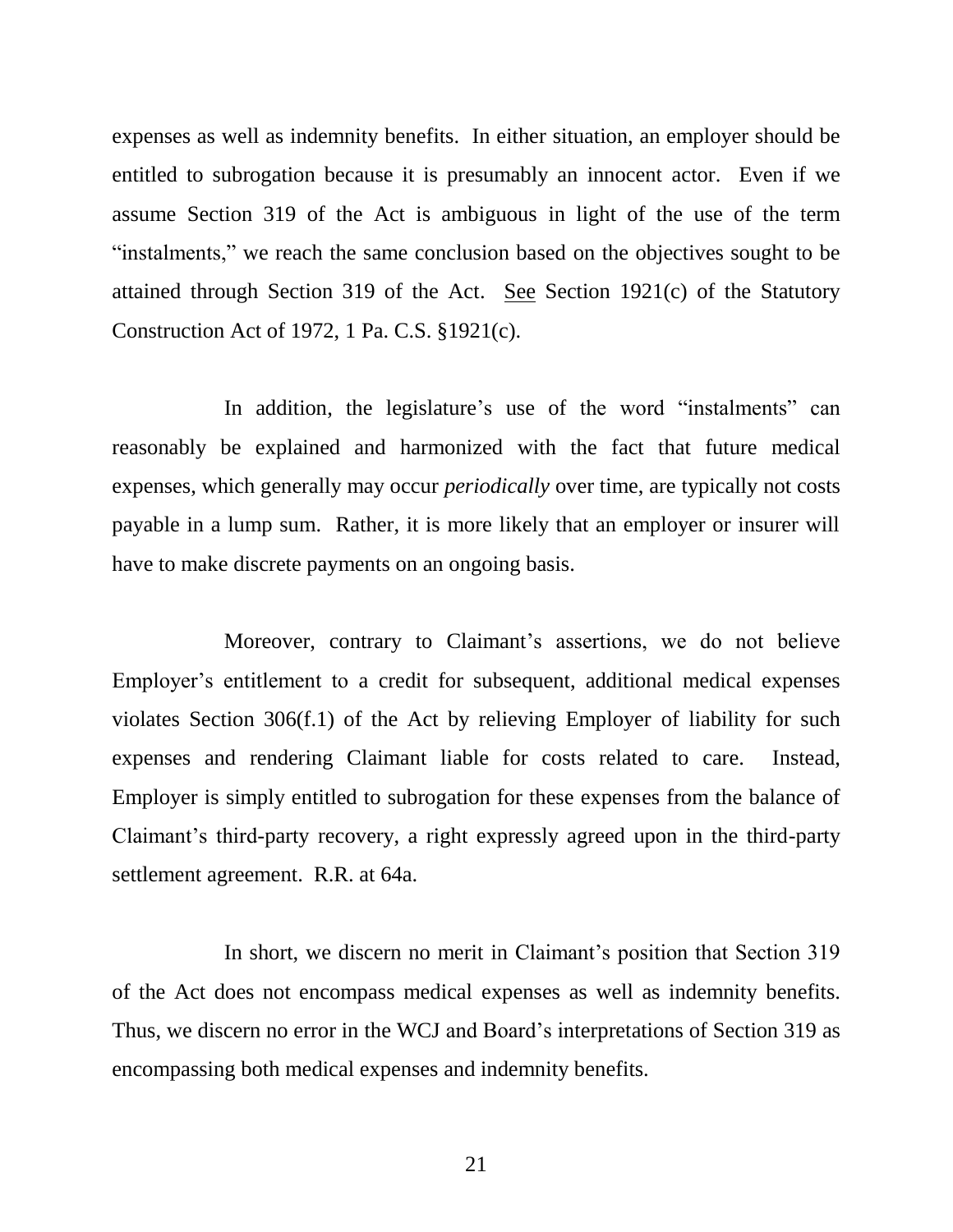expenses as well as indemnity benefits. In either situation, an employer should be entitled to subrogation because it is presumably an innocent actor. Even if we assume Section 319 of the Act is ambiguous in light of the use of the term "instalments," we reach the same conclusion based on the objectives sought to be attained through Section 319 of the Act. See Section 1921(c) of the Statutory Construction Act of 1972, 1 Pa. C.S. §1921(c).

In addition, the legislature's use of the word "instalments" can reasonably be explained and harmonized with the fact that future medical expenses, which generally may occur *periodically* over time, are typically not costs payable in a lump sum. Rather, it is more likely that an employer or insurer will have to make discrete payments on an ongoing basis.

Moreover, contrary to Claimant's assertions, we do not believe Employer's entitlement to a credit for subsequent, additional medical expenses violates Section 306(f.1) of the Act by relieving Employer of liability for such expenses and rendering Claimant liable for costs related to care. Instead, Employer is simply entitled to subrogation for these expenses from the balance of Claimant's third-party recovery, a right expressly agreed upon in the third-party settlement agreement. R.R. at 64a.

In short, we discern no merit in Claimant's position that Section 319 of the Act does not encompass medical expenses as well as indemnity benefits. Thus, we discern no error in the WCJ and Board's interpretations of Section 319 as encompassing both medical expenses and indemnity benefits.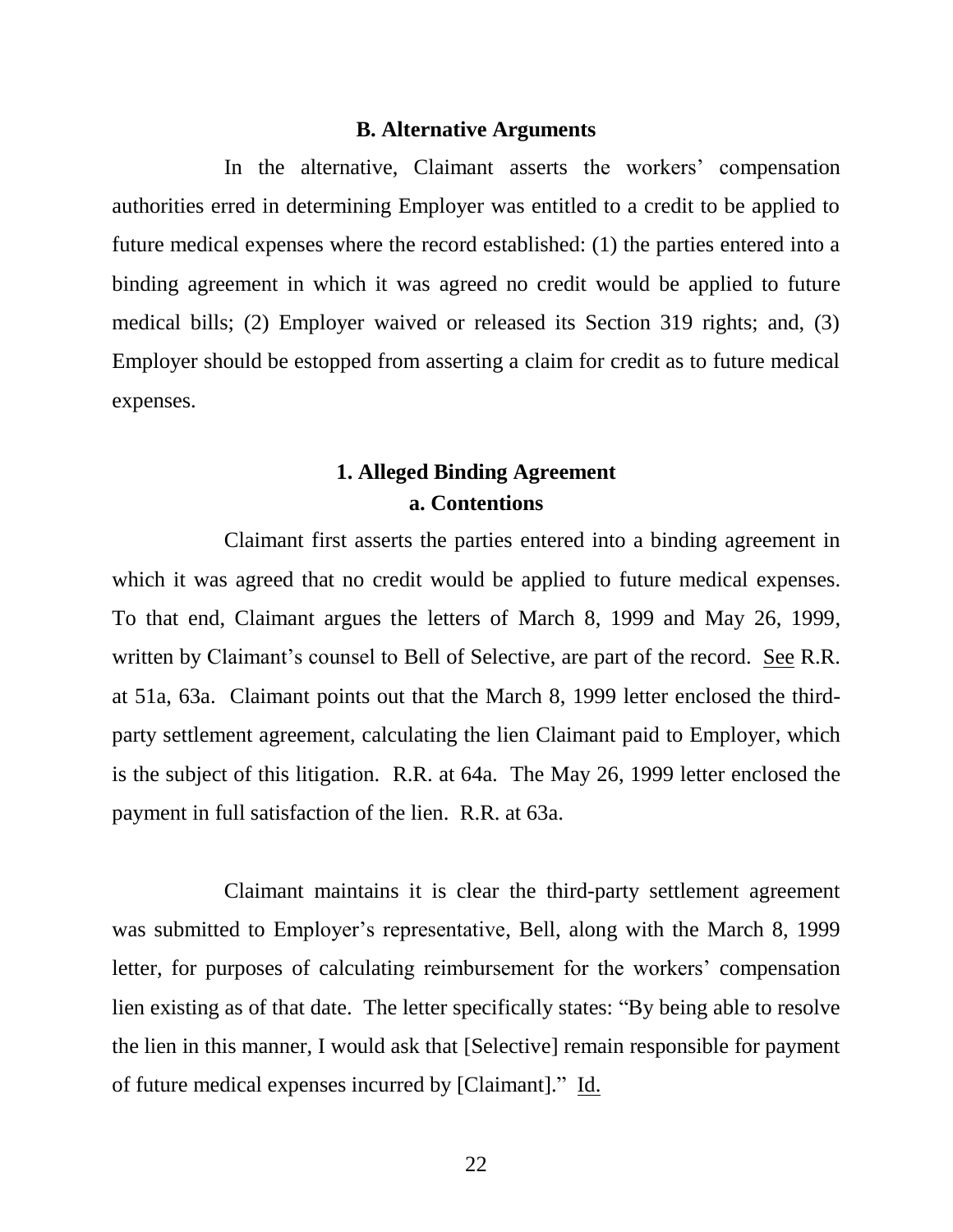### B. Alternative Arguments

In the alternative, Claimant asserts the workers' compensation authorities erred in determining Employer was entitled to a credit to be applied to future medical expenses where the record established: (1) the parties entered into a binding agreement in which it was agreed no credit would be applied to future medical bills; (2) Employer waived or released its Section 319 rights; and, (3) Employer should be estopped from asserting a claim for credit as to future medical expenses.

#### 1. Alleged Binding Agreement
##### a. Contentions

Claimant first asserts the parties entered into a binding agreement in which it was agreed that no credit would be applied to future medical expenses. To that end, Claimant argues the letters of March 8, 1999 and May 26, 1999, written by Claimant's counsel to Bell of Selective, are part of the record. See R.R. at 51a, 63a. Claimant points out that the March 8, 1999 letter enclosed the third-party settlement agreement, calculating the lien Claimant paid to Employer, which is the subject of this litigation. R.R. at 64a. The May 26, 1999 letter enclosed the payment in full satisfaction of the lien. R.R. at 63a.

Claimant maintains it is clear the third-party settlement agreement was submitted to Employer's representative, Bell, along with the March 8, 1999 letter, for purposes of calculating reimbursement for the workers' compensation lien existing as of that date. The letter specifically states: "By being able to resolve the lien in this manner, I would ask that [Selective] remain responsible for payment of future medical expenses incurred by [Claimant]." Id.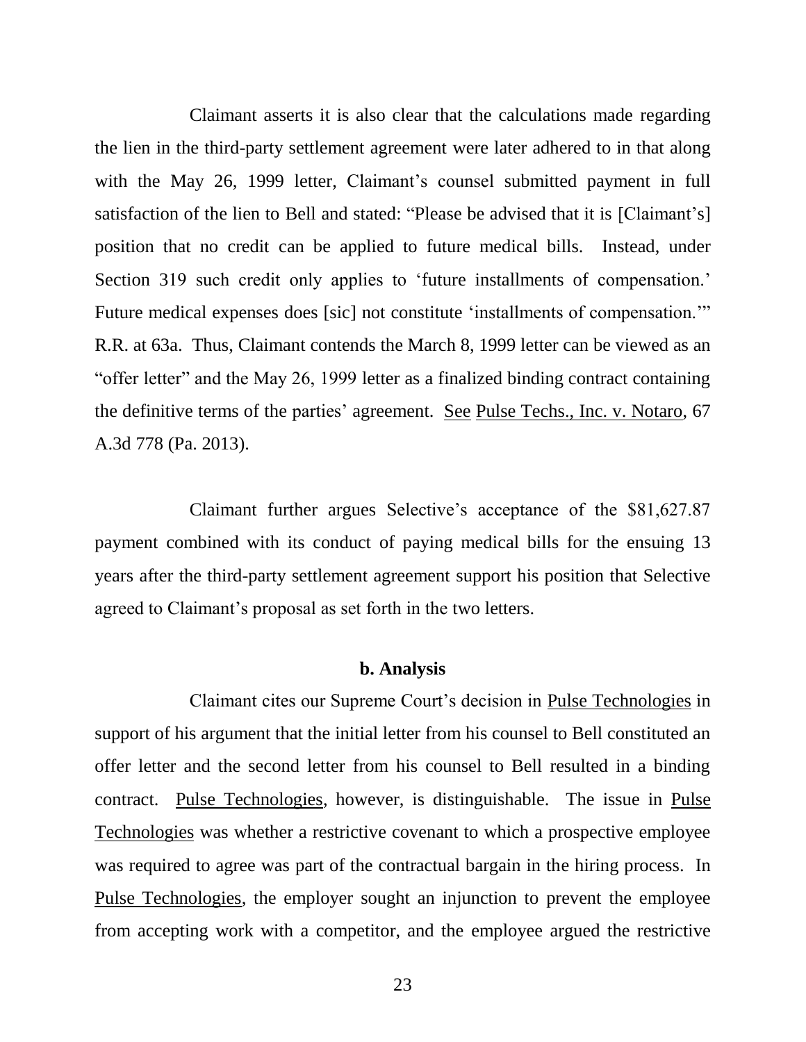Claimant asserts it is also clear that the calculations made regarding the lien in the third-party settlement agreement were later adhered to in that along with the May 26, 1999 letter, Claimant's counsel submitted payment in full satisfaction of the lien to Bell and stated: "Please be advised that it is [Claimant's] position that no credit can be applied to future medical bills. Instead, under Section 319 such credit only applies to 'future installments of compensation.' Future medical expenses does [sic] not constitute 'installments of compensation.'" R.R. at 63a. Thus, Claimant contends the March 8, 1999 letter can be viewed as an "offer letter" and the May 26, 1999 letter as a finalized binding contract containing the definitive terms of the parties' agreement. See Pulse Techs., Inc. v. Notaro, 67 A.3d 778 (Pa. 2013).

Claimant further argues Selective's acceptance of the $81,627.87 payment combined with its conduct of paying medical bills for the ensuing 13 years after the third-party settlement agreement support his position that Selective agreed to Claimant's proposal as set forth in the two letters.

**b. Analysis**

Claimant cites our Supreme Court's decision in Pulse Technologies in support of his argument that the initial letter from his counsel to Bell constituted an offer letter and the second letter from his counsel to Bell resulted in a binding contract. Pulse Technologies, however, is distinguishable. The issue in Pulse Technologies was whether a restrictive covenant to which a prospective employee was required to agree was part of the contractual bargain in the hiring process. In Pulse Technologies, the employer sought an injunction to prevent the employee from accepting work with a competitor, and the employee argued the restrictive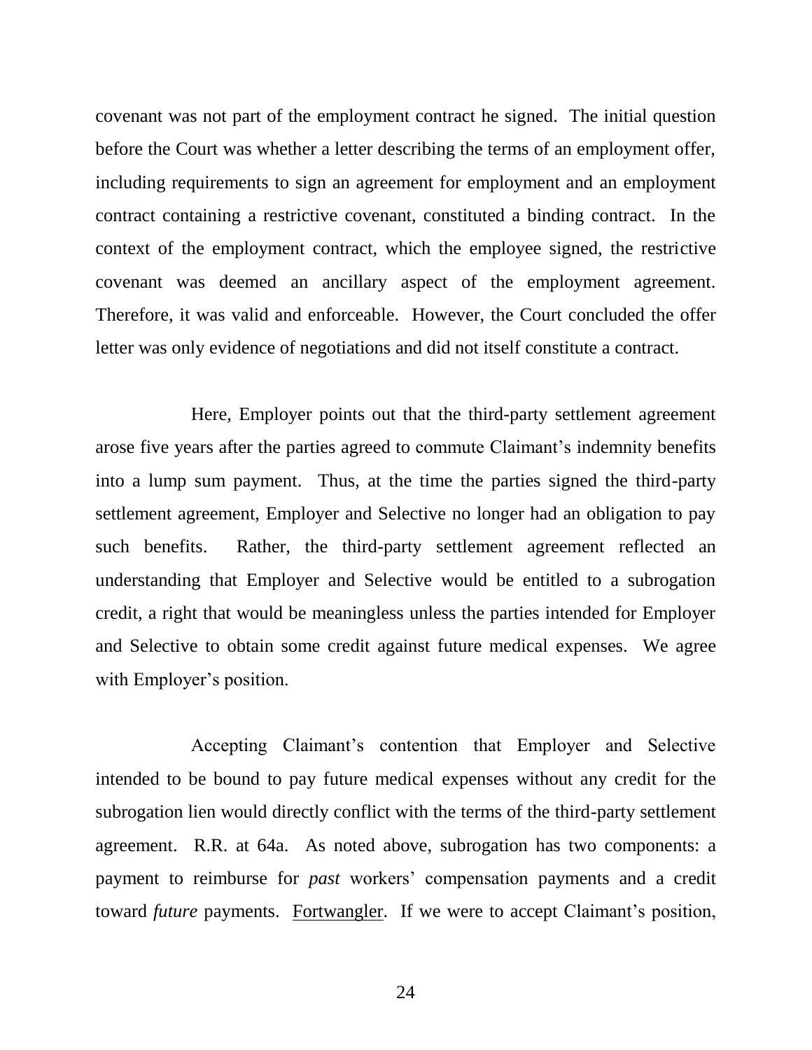covenant was not part of the employment contract he signed. The initial question before the Court was whether a letter describing the terms of an employment offer, including requirements to sign an agreement for employment and an employment contract containing a restrictive covenant, constituted a binding contract. In the context of the employment contract, which the employee signed, the restrictive covenant was deemed an ancillary aspect of the employment agreement. Therefore, it was valid and enforceable. However, the Court concluded the offer letter was only evidence of negotiations and did not itself constitute a contract.

Here, Employer points out that the third-party settlement agreement arose five years after the parties agreed to commute Claimant's indemnity benefits into a lump sum payment. Thus, at the time the parties signed the third-party settlement agreement, Employer and Selective no longer had an obligation to pay such benefits. Rather, the third-party settlement agreement reflected an understanding that Employer and Selective would be entitled to a subrogation credit, a right that would be meaningless unless the parties intended for Employer and Selective to obtain some credit against future medical expenses. We agree with Employer's position.

Accepting Claimant's contention that Employer and Selective intended to be bound to pay future medical expenses without any credit for the subrogation lien would directly conflict with the terms of the third-party settlement agreement. R.R. at 64a. As noted above, subrogation has two components: a payment to reimburse for *past* workers' compensation payments and a credit toward *future* payments. Fortwangler. If we were to accept Claimant's position,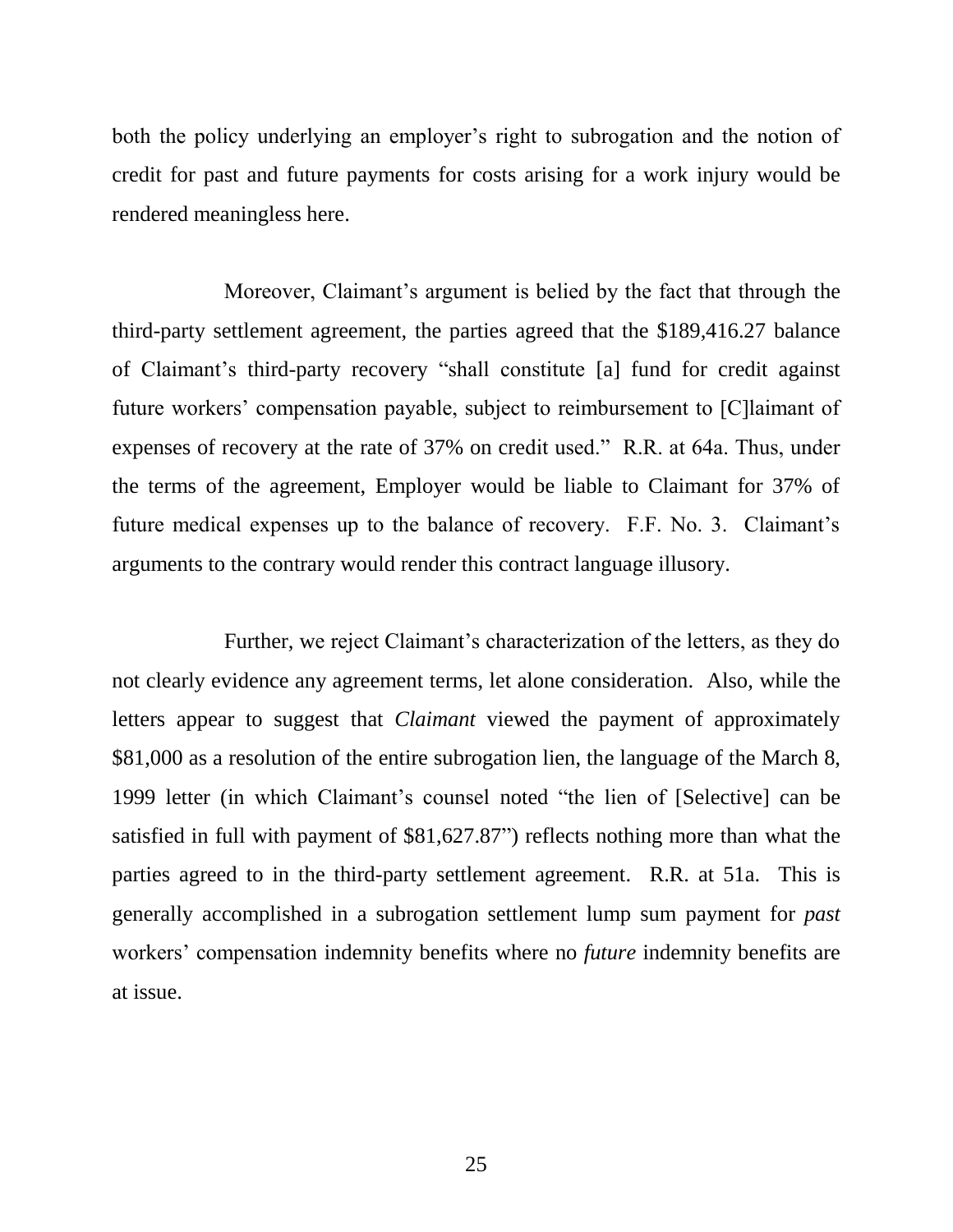both the policy underlying an employer's right to subrogation and the notion of credit for past and future payments for costs arising for a work injury would be rendered meaningless here.

Moreover, Claimant's argument is belied by the fact that through the third-party settlement agreement, the parties agreed that the $189,416.27 balance of Claimant's third-party recovery "shall constitute [a] fund for credit against future workers' compensation payable, subject to reimbursement to [C]laimant of expenses of recovery at the rate of 37% on credit used." R.R. at 64a. Thus, under the terms of the agreement, Employer would be liable to Claimant for 37% of future medical expenses up to the balance of recovery. F.F. No. 3. Claimant's arguments to the contrary would render this contract language illusory.

Further, we reject Claimant's characterization of the letters, as they do not clearly evidence any agreement terms, let alone consideration. Also, while the letters appear to suggest that *Claimant* viewed the payment of approximately $81,000 as a resolution of the entire subrogation lien, the language of the March 8, 1999 letter (in which Claimant's counsel noted "the lien of [Selective] can be satisfied in full with payment of $81,627.87") reflects nothing more than what the parties agreed to in the third-party settlement agreement. R.R. at 51a. This is generally accomplished in a subrogation settlement lump sum payment for *past* workers' compensation indemnity benefits where no *future* indemnity benefits are at issue.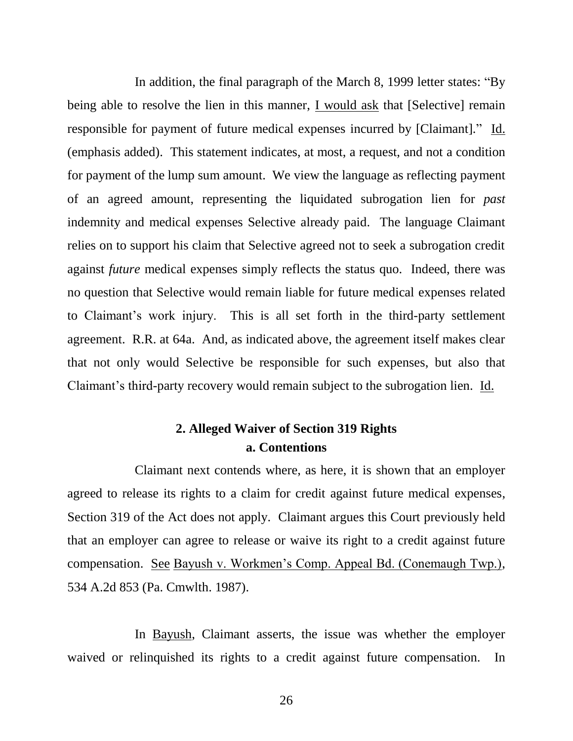In addition, the final paragraph of the March 8, 1999 letter states: "By being able to resolve the lien in this manner, I would ask that [Selective] remain responsible for payment of future medical expenses incurred by [Claimant]." Id. (emphasis added). This statement indicates, at most, a request, and not a condition for payment of the lump sum amount. We view the language as reflecting payment of an agreed amount, representing the liquidated subrogation lien for *past* indemnity and medical expenses Selective already paid. The language Claimant relies on to support his claim that Selective agreed not to seek a subrogation credit against *future* medical expenses simply reflects the status quo. Indeed, there was no question that Selective would remain liable for future medical expenses related to Claimant's work injury. This is all set forth in the third-party settlement agreement. R.R. at 64a. And, as indicated above, the agreement itself makes clear that not only would Selective be responsible for such expenses, but also that Claimant's third-party recovery would remain subject to the subrogation lien. Id.

### 2. Alleged Waiver of Section 319 Rights

#### a. Contentions

Claimant next contends where, as here, it is shown that an employer agreed to release its rights to a claim for credit against future medical expenses, Section 319 of the Act does not apply. Claimant argues this Court previously held that an employer can agree to release or waive its right to a credit against future compensation. See Bayush v. Workmen's Comp. Appeal Bd. (Conemaugh Twp.), 534 A.2d 853 (Pa. Cmwlth. 1987).

In Bayush, Claimant asserts, the issue was whether the employer waived or relinquished its rights to a credit against future compensation. In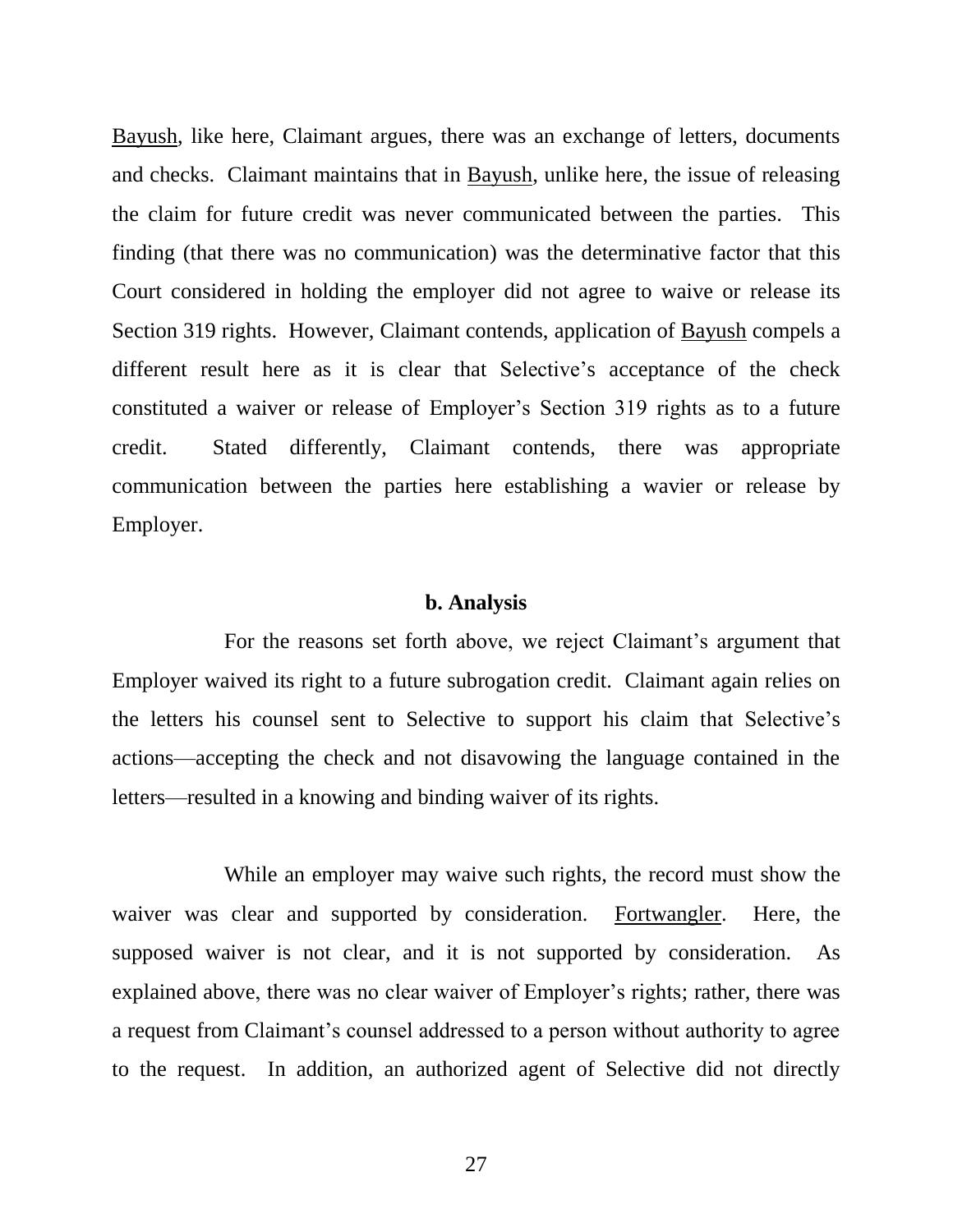Bayush, like here, Claimant argues, there was an exchange of letters, documents and checks. Claimant maintains that in Bayush, unlike here, the issue of releasing the claim for future credit was never communicated between the parties. This finding (that there was no communication) was the determinative factor that this Court considered in holding the employer did not agree to waive or release its Section 319 rights. However, Claimant contends, application of Bayush compels a different result here as it is clear that Selective's acceptance of the check constituted a waiver or release of Employer's Section 319 rights as to a future credit. Stated differently, Claimant contends, there was appropriate communication between the parties here establishing a wavier or release by Employer.

**b. Analysis**

For the reasons set forth above, we reject Claimant's argument that Employer waived its right to a future subrogation credit. Claimant again relies on the letters his counsel sent to Selective to support his claim that Selective's actions—accepting the check and not disavowing the language contained in the letters—resulted in a knowing and binding waiver of its rights.

While an employer may waive such rights, the record must show the waiver was clear and supported by consideration. Fortwangler. Here, the supposed waiver is not clear, and it is not supported by consideration. As explained above, there was no clear waiver of Employer's rights; rather, there was a request from Claimant's counsel addressed to a person without authority to agree to the request. In addition, an authorized agent of Selective did not directly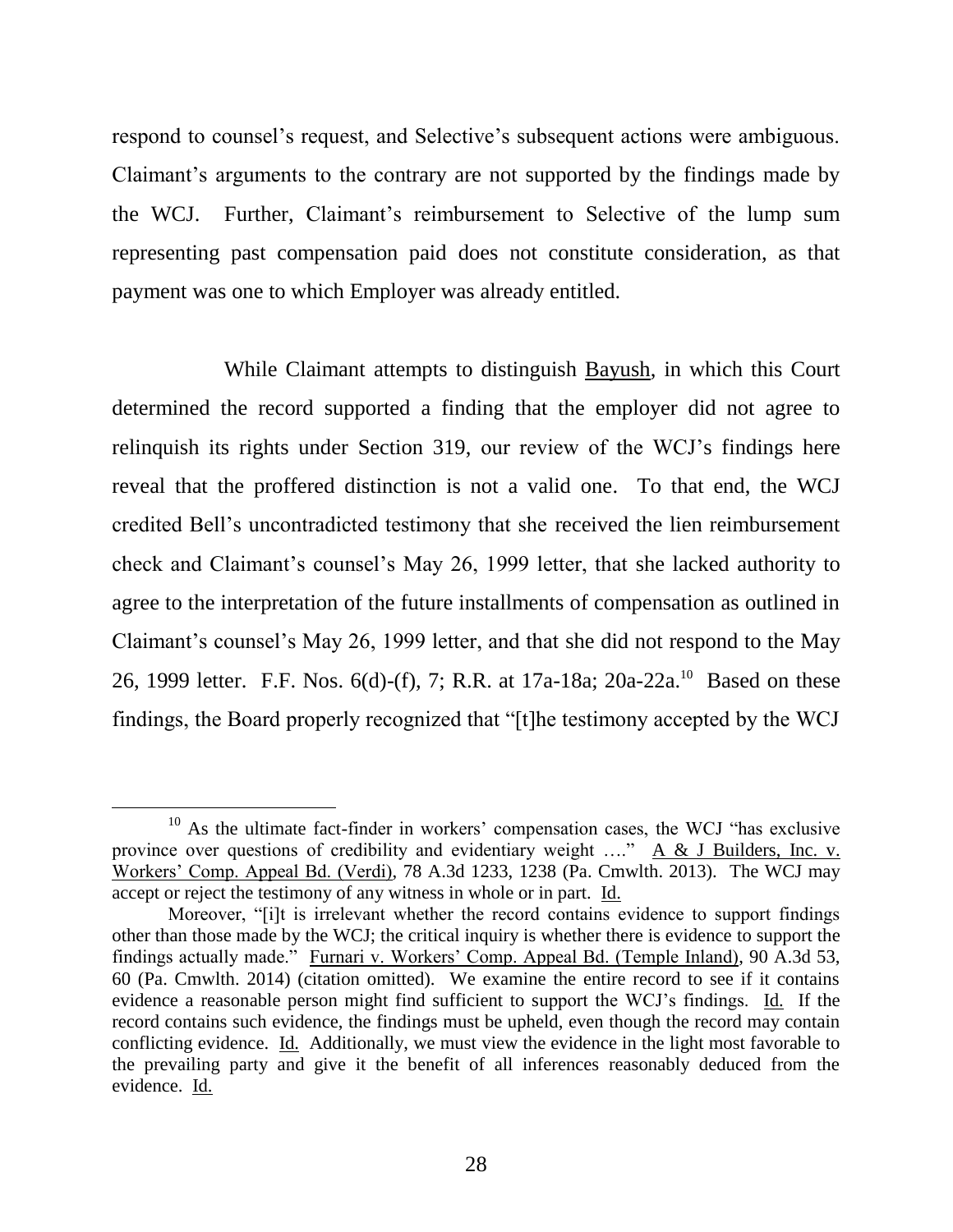respond to counsel's request, and Selective's subsequent actions were ambiguous. Claimant's arguments to the contrary are not supported by the findings made by the WCJ. Further, Claimant's reimbursement to Selective of the lump sum representing past compensation paid does not constitute consideration, as that payment was one to which Employer was already entitled.

While Claimant attempts to distinguish Bayush, in which this Court determined the record supported a finding that the employer did not agree to relinquish its rights under Section 319, our review of the WCJ's findings here reveal that the proffered distinction is not a valid one. To that end, the WCJ credited Bell's uncontradicted testimony that she received the lien reimbursement check and Claimant's counsel's May 26, 1999 letter, that she lacked authority to agree to the interpretation of the future installments of compensation as outlined in Claimant's counsel's May 26, 1999 letter, and that she did not respond to the May 26, 1999 letter. F.F. Nos. 6(d)-(f), 7; R.R. at 17a-18a; 20a-22a.[10] Based on these findings, the Board properly recognized that "[t]he testimony accepted by the WCJ

---

[10] As the ultimate fact-finder in workers' compensation cases, the WCJ "has exclusive province over questions of credibility and evidentiary weight …." A & J Builders, Inc. v. Workers' Comp. Appeal Bd. (Verdi), 78 A.3d 1233, 1238 (Pa. Cmwlth. 2013). The WCJ may accept or reject the testimony of any witness in whole or in part. Id.

Moreover, "[i]t is irrelevant whether the record contains evidence to support findings other than those made by the WCJ; the critical inquiry is whether there is evidence to support the findings actually made." Furnari v. Workers' Comp. Appeal Bd. (Temple Inland), 90 A.3d 53, 60 (Pa. Cmwlth. 2014) (citation omitted). We examine the entire record to see if it contains evidence a reasonable person might find sufficient to support the WCJ's findings. Id. If the record contains such evidence, the findings must be upheld, even though the record may contain conflicting evidence. Id. Additionally, we must view the evidence in the light most favorable to the prevailing party and give it the benefit of all inferences reasonably deduced from the evidence. Id.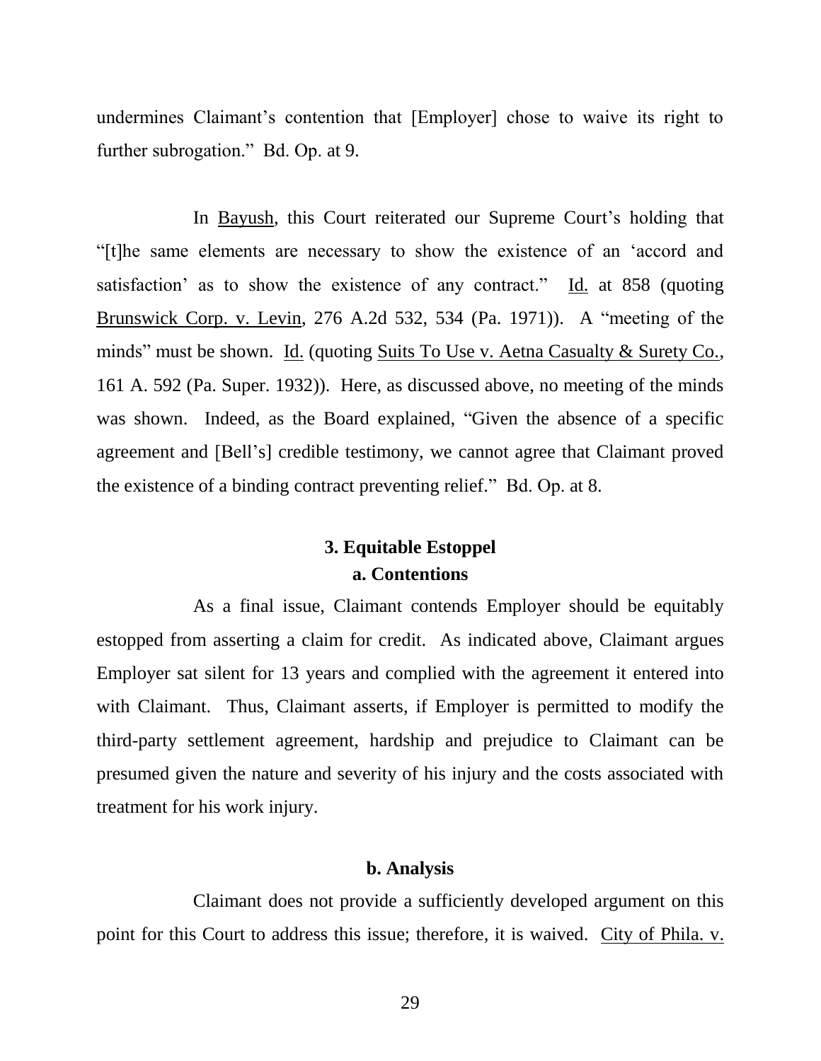undermines Claimant's contention that [Employer] chose to waive its right to further subrogation." Bd. Op. at 9.

In Bayush, this Court reiterated our Supreme Court's holding that "[t]he same elements are necessary to show the existence of an 'accord and satisfaction' as to show the existence of any contract." Id. at 858 (quoting Brunswick Corp. v. Levin, 276 A.2d 532, 534 (Pa. 1971)). A "meeting of the minds" must be shown. Id. (quoting Suits To Use v. Aetna Casualty & Surety Co., 161 A. 592 (Pa. Super. 1932)). Here, as discussed above, no meeting of the minds was shown. Indeed, as the Board explained, "Given the absence of a specific agreement and [Bell's] credible testimony, we cannot agree that Claimant proved the existence of a binding contract preventing relief." Bd. Op. at 8.

### 3. Equitable Estoppel

#### a. Contentions

As a final issue, Claimant contends Employer should be equitably estopped from asserting a claim for credit. As indicated above, Claimant argues Employer sat silent for 13 years and complied with the agreement it entered into with Claimant. Thus, Claimant asserts, if Employer is permitted to modify the third-party settlement agreement, hardship and prejudice to Claimant can be presumed given the nature and severity of his injury and the costs associated with treatment for his work injury.

#### b. Analysis

Claimant does not provide a sufficiently developed argument on this point for this Court to address this issue; therefore, it is waived. City of Phila. v.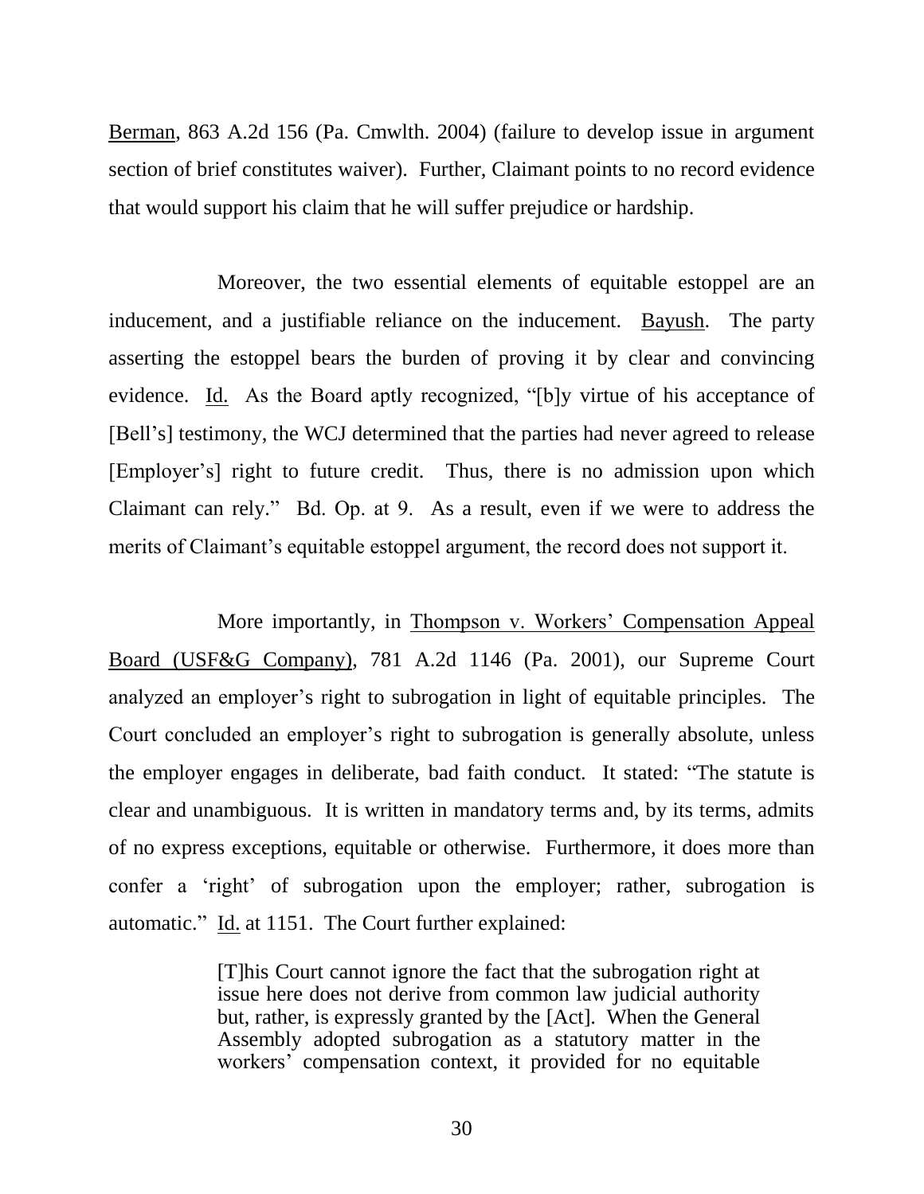Berman, 863 A.2d 156 (Pa. Cmwlth. 2004) (failure to develop issue in argument section of brief constitutes waiver). Further, Claimant points to no record evidence that would support his claim that he will suffer prejudice or hardship.

Moreover, the two essential elements of equitable estoppel are an inducement, and a justifiable reliance on the inducement. Bayush. The party asserting the estoppel bears the burden of proving it by clear and convincing evidence. Id. As the Board aptly recognized, "[b]y virtue of his acceptance of [Bell's] testimony, the WCJ determined that the parties had never agreed to release [Employer's] right to future credit. Thus, there is no admission upon which Claimant can rely." Bd. Op. at 9. As a result, even if we were to address the merits of Claimant's equitable estoppel argument, the record does not support it.

More importantly, in Thompson v. Workers' Compensation Appeal Board (USF&G Company), 781 A.2d 1146 (Pa. 2001), our Supreme Court analyzed an employer's right to subrogation in light of equitable principles. The Court concluded an employer's right to subrogation is generally absolute, unless the employer engages in deliberate, bad faith conduct. It stated: "The statute is clear and unambiguous. It is written in mandatory terms and, by its terms, admits of no express exceptions, equitable or otherwise. Furthermore, it does more than confer a 'right' of subrogation upon the employer; rather, subrogation is automatic." Id. at 1151. The Court further explained:

> [T]his Court cannot ignore the fact that the subrogation right at issue here does not derive from common law judicial authority but, rather, is expressly granted by the [Act]. When the General Assembly adopted subrogation as a statutory matter in the workers' compensation context, it provided for no equitable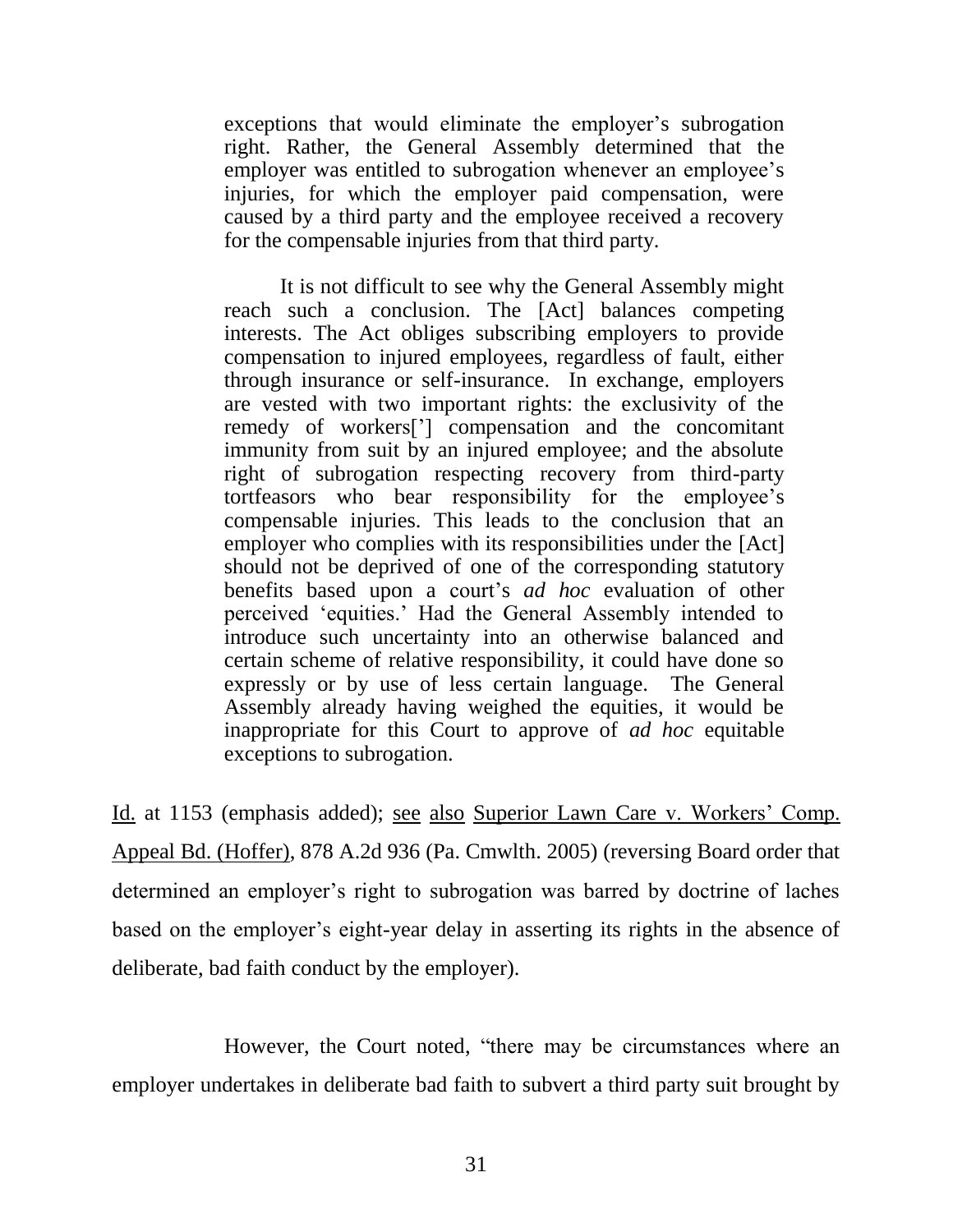> exceptions that would eliminate the employer's subrogation right. Rather, the General Assembly determined that the employer was entitled to subrogation whenever an employee's injuries, for which the employer paid compensation, were caused by a third party and the employee received a recovery for the compensable injuries from that third party.
>
> It is not difficult to see why the General Assembly might reach such a conclusion. The [Act] balances competing interests. The Act obliges subscribing employers to provide compensation to injured employees, regardless of fault, either through insurance or self-insurance. In exchange, employers are vested with two important rights: the exclusivity of the remedy of workers['] compensation and the concomitant immunity from suit by an injured employee; and the absolute right of subrogation respecting recovery from third-party tortfeasors who bear responsibility for the employee's compensable injuries. This leads to the conclusion that an employer who complies with its responsibilities under the [Act] should not be deprived of one of the corresponding statutory benefits based upon a court's *ad hoc* evaluation of other perceived 'equities.' Had the General Assembly intended to introduce such uncertainty into an otherwise balanced and certain scheme of relative responsibility, it could have done so expressly or by use of less certain language. The General Assembly already having weighed the equities, it would be inappropriate for this Court to approve of *ad hoc* equitable exceptions to subrogation.

Id. at 1153 (emphasis added); see also Superior Lawn Care v. Workers' Comp. Appeal Bd. (Hoffer), 878 A.2d 936 (Pa. Cmwlth. 2005) (reversing Board order that determined an employer's right to subrogation was barred by doctrine of laches based on the employer's eight-year delay in asserting its rights in the absence of deliberate, bad faith conduct by the employer).

However, the Court noted, "there may be circumstances where an employer undertakes in deliberate bad faith to subvert a third party suit brought by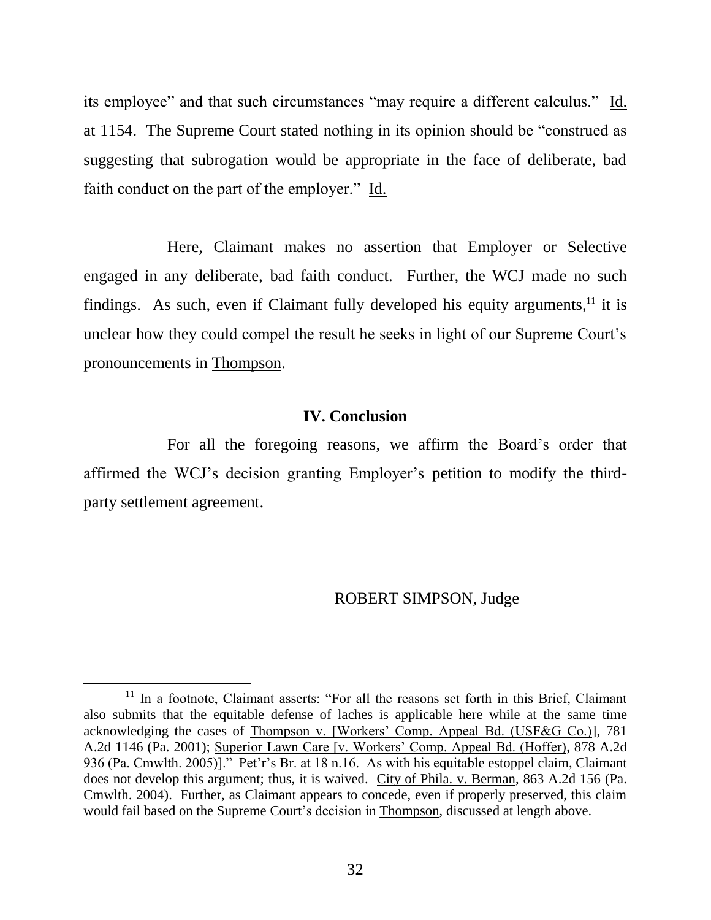its employee" and that such circumstances "may require a different calculus." Id. at 1154. The Supreme Court stated nothing in its opinion should be "construed as suggesting that subrogation would be appropriate in the face of deliberate, bad faith conduct on the part of the employer." Id.

Here, Claimant makes no assertion that Employer or Selective engaged in any deliberate, bad faith conduct. Further, the WCJ made no such findings. As such, even if Claimant fully developed his equity arguments,[11] it is unclear how they could compel the result he seeks in light of our Supreme Court's pronouncements in Thompson.

## IV. Conclusion

For all the foregoing reasons, we affirm the Board's order that affirmed the WCJ's decision granting Employer's petition to modify the third-party settlement agreement.

ROBERT SIMPSON, Judge

---

[11] In a footnote, Claimant asserts: "For all the reasons set forth in this Brief, Claimant also submits that the equitable defense of laches is applicable here while at the same time acknowledging the cases of Thompson v. [Workers' Comp. Appeal Bd. (USF&G Co.)], 781 A.2d 1146 (Pa. 2001); Superior Lawn Care [v. Workers' Comp. Appeal Bd. (Hoffer), 878 A.2d 936 (Pa. Cmwlth. 2005)]." Pet'r's Br. at 18 n.16. As with his equitable estoppel claim, Claimant does not develop this argument; thus, it is waived. City of Phila. v. Berman, 863 A.2d 156 (Pa. Cmwlth. 2004). Further, as Claimant appears to concede, even if properly preserved, this claim would fail based on the Supreme Court's decision in Thompson, discussed at length above.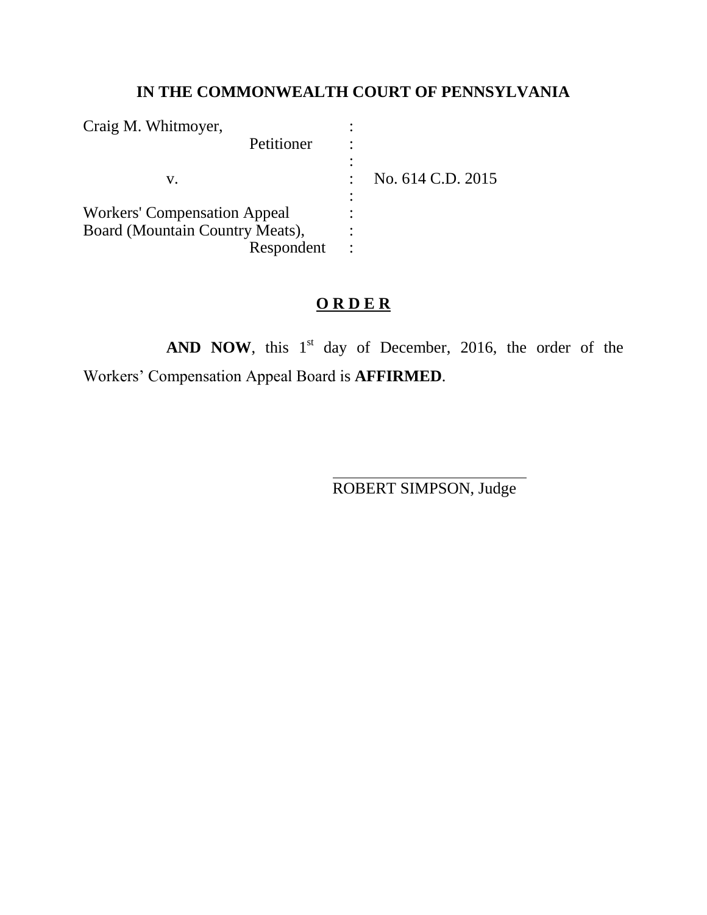**IN THE COMMONWEALTH COURT OF PENNSYLVANIA**

| | | |
|---|---|---|
| Craig M. Whitmoyer, | : | |
| Petitioner | : | |
| | : | |
| v. | : | No. 614 C.D. 2015 |
| | : | |
| Workers' Compensation Appeal | : | |
| Board (Mountain Country Meats), | : | |
| Respondent | : | |

**O R D E R**

**AND NOW**, this 1st day of December, 2016, the order of the Workers' Compensation Appeal Board is **AFFIRMED**.

ROBERT SIMPSON, Judge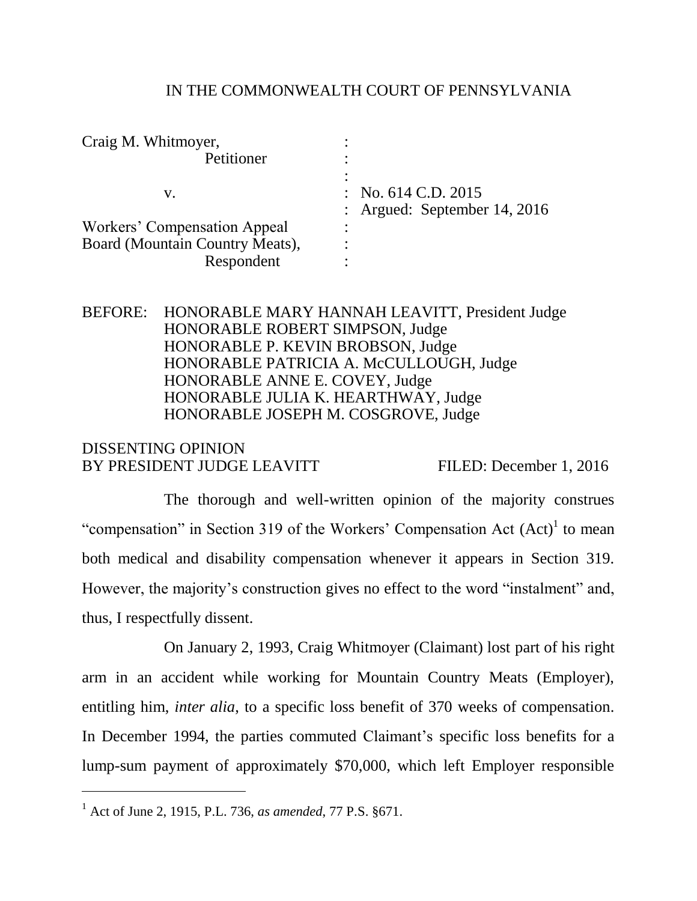IN THE COMMONWEALTH COURT OF PENNSYLVANIA

Craig M. Whitmoyer, Petitioner

v.

Workers' Compensation Appeal Board (Mountain Country Meats), Respondent

No. 614 C.D. 2015

Argued: September 14, 2016

BEFORE: HONORABLE MARY HANNAH LEAVITT, President Judge
HONORABLE ROBERT SIMPSON, Judge
HONORABLE P. KEVIN BROBSON, Judge
HONORABLE PATRICIA A. McCULLOUGH, Judge
HONORABLE ANNE E. COVEY, Judge
HONORABLE JULIA K. HEARTHWAY, Judge
HONORABLE JOSEPH M. COSGROVE, Judge

DISSENTING OPINION
BY PRESIDENT JUDGE LEAVITT FILED: December 1, 2016

The thorough and well-written opinion of the majority construes "compensation" in Section 319 of the Workers' Compensation Act (Act)[1] to mean both medical and disability compensation whenever it appears in Section 319. However, the majority's construction gives no effect to the word "instalment" and, thus, I respectfully dissent.

On January 2, 1993, Craig Whitmoyer (Claimant) lost part of his right arm in an accident while working for Mountain Country Meats (Employer), entitling him, *inter alia*, to a specific loss benefit of 370 weeks of compensation. In December 1994, the parties commuted Claimant's specific loss benefits for a lump-sum payment of approximately $70,000, which left Employer responsible

---

[1] Act of June 2, 1915, P.L. 736, *as amended*, 77 P.S. §671.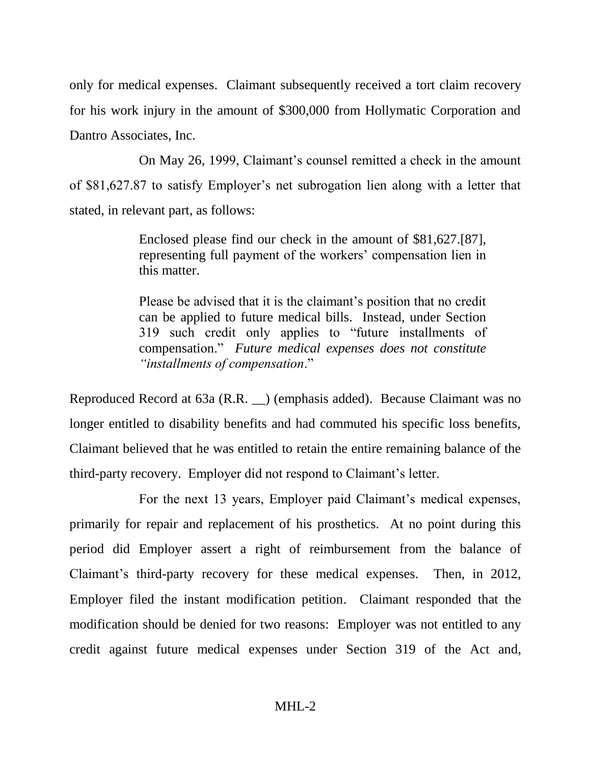only for medical expenses. Claimant subsequently received a tort claim recovery for his work injury in the amount of $300,000 from Hollymatic Corporation and Dantro Associates, Inc.

On May 26, 1999, Claimant's counsel remitted a check in the amount of $81,627.87 to satisfy Employer's net subrogation lien along with a letter that stated, in relevant part, as follows:

> Enclosed please find our check in the amount of $81,627.[87], representing full payment of the workers' compensation lien in this matter.
>
> Please be advised that it is the claimant's position that no credit can be applied to future medical bills. Instead, under Section 319 such credit only applies to "future installments of compensation." *Future medical expenses does not constitute "installments of compensation*."

Reproduced Record at 63a (R.R. __) (emphasis added). Because Claimant was no longer entitled to disability benefits and had commuted his specific loss benefits, Claimant believed that he was entitled to retain the entire remaining balance of the third-party recovery. Employer did not respond to Claimant's letter.

For the next 13 years, Employer paid Claimant's medical expenses, primarily for repair and replacement of his prosthetics. At no point during this period did Employer assert a right of reimbursement from the balance of Claimant's third-party recovery for these medical expenses. Then, in 2012, Employer filed the instant modification petition. Claimant responded that the modification should be denied for two reasons: Employer was not entitled to any credit against future medical expenses under Section 319 of the Act and,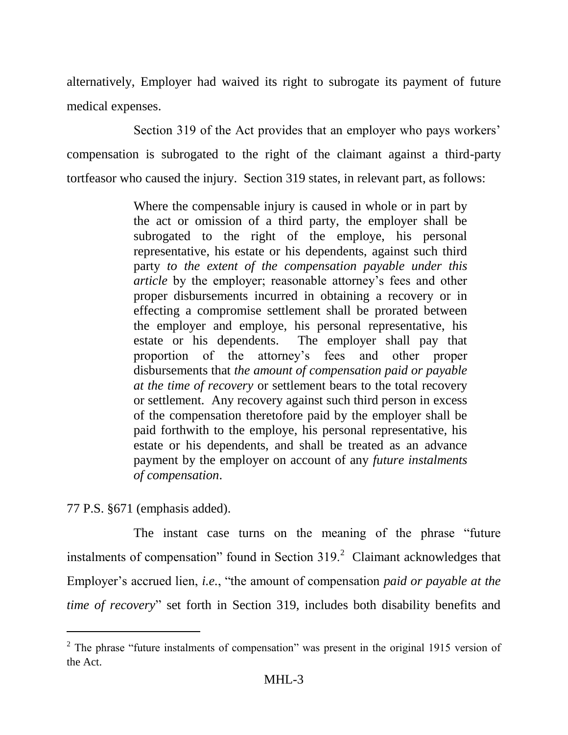alternatively, Employer had waived its right to subrogate its payment of future medical expenses.

Section 319 of the Act provides that an employer who pays workers' compensation is subrogated to the right of the claimant against a third-party tortfeasor who caused the injury. Section 319 states, in relevant part, as follows:

> Where the compensable injury is caused in whole or in part by the act or omission of a third party, the employer shall be subrogated to the right of the employe, his personal representative, his estate or his dependents, against such third party *to the extent of the compensation payable under this article* by the employer; reasonable attorney's fees and other proper disbursements incurred in obtaining a recovery or in effecting a compromise settlement shall be prorated between the employer and employe, his personal representative, his estate or his dependents. The employer shall pay that proportion of the attorney's fees and other proper disbursements that *the amount of compensation paid or payable at the time of recovery* or settlement bears to the total recovery or settlement. Any recovery against such third person in excess of the compensation theretofore paid by the employer shall be paid forthwith to the employe, his personal representative, his estate or his dependents, and shall be treated as an advance payment by the employer on account of any *future instalments of compensation*.

77 P.S. §671 (emphasis added).

The instant case turns on the meaning of the phrase "future instalments of compensation" found in Section 319.[2] Claimant acknowledges that Employer's accrued lien, *i.e.*, "the amount of compensation *paid or payable at the time of recovery*" set forth in Section 319, includes both disability benefits and

[2] The phrase "future instalments of compensation" was present in the original 1915 version of the Act.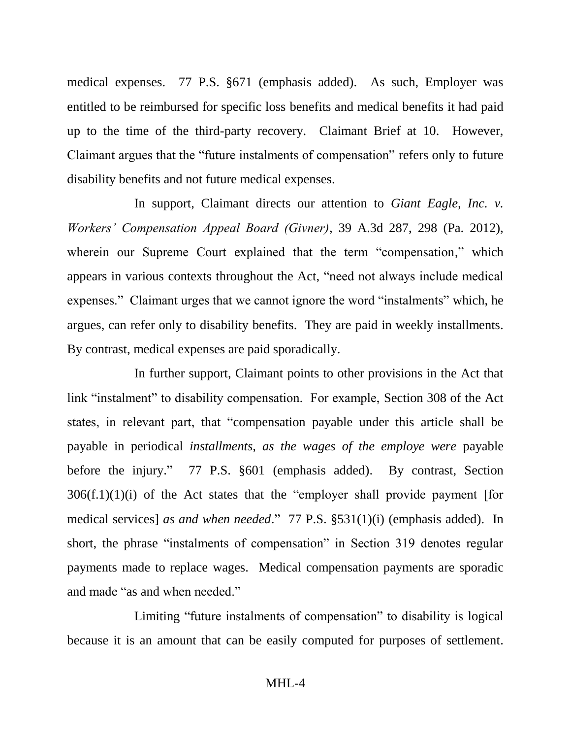medical expenses. 77 P.S. §671 (emphasis added). As such, Employer was entitled to be reimbursed for specific loss benefits and medical benefits it had paid up to the time of the third-party recovery. Claimant Brief at 10. However, Claimant argues that the "future instalments of compensation" refers only to future disability benefits and not future medical expenses.

In support, Claimant directs our attention to *Giant Eagle, Inc. v. Workers' Compensation Appeal Board (Givner)*, 39 A.3d 287, 298 (Pa. 2012), wherein our Supreme Court explained that the term "compensation," which appears in various contexts throughout the Act, "need not always include medical expenses." Claimant urges that we cannot ignore the word "instalments" which, he argues, can refer only to disability benefits. They are paid in weekly installments. By contrast, medical expenses are paid sporadically.

In further support, Claimant points to other provisions in the Act that link "instalment" to disability compensation. For example, Section 308 of the Act states, in relevant part, that "compensation payable under this article shall be payable in periodical *installments, as the wages of the employe were* payable before the injury." 77 P.S. §601 (emphasis added). By contrast, Section 306(f.1)(1)(i) of the Act states that the "employer shall provide payment [for medical services] *as and when needed*." 77 P.S. §531(1)(i) (emphasis added). In short, the phrase "instalments of compensation" in Section 319 denotes regular payments made to replace wages. Medical compensation payments are sporadic and made "as and when needed."

Limiting "future instalments of compensation" to disability is logical because it is an amount that can be easily computed for purposes of settlement.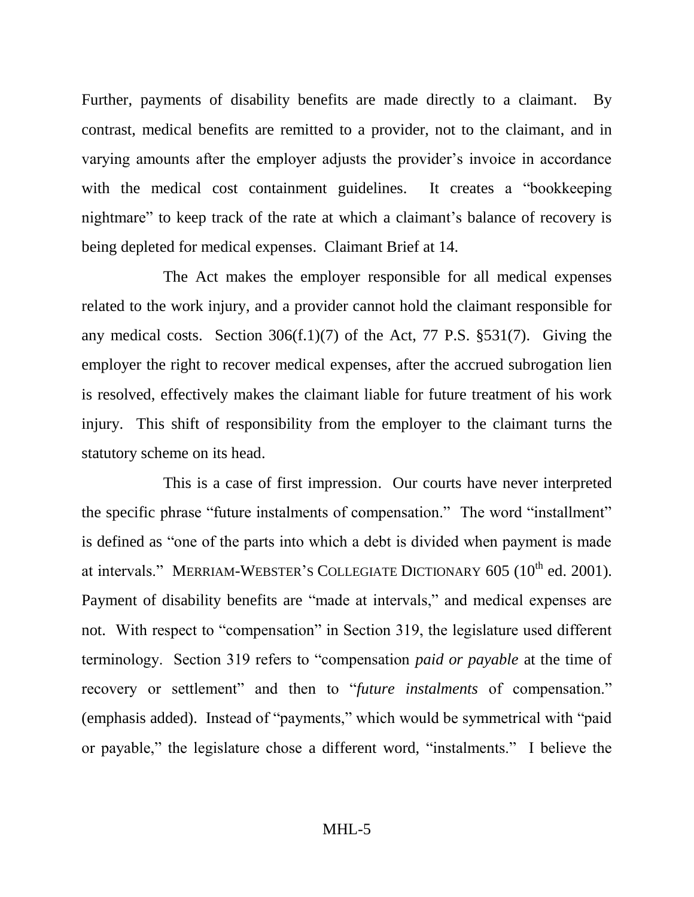Further, payments of disability benefits are made directly to a claimant. By contrast, medical benefits are remitted to a provider, not to the claimant, and in varying amounts after the employer adjusts the provider's invoice in accordance with the medical cost containment guidelines. It creates a "bookkeeping nightmare" to keep track of the rate at which a claimant's balance of recovery is being depleted for medical expenses. Claimant Brief at 14.

The Act makes the employer responsible for all medical expenses related to the work injury, and a provider cannot hold the claimant responsible for any medical costs. Section 306(f.1)(7) of the Act, 77 P.S. §531(7). Giving the employer the right to recover medical expenses, after the accrued subrogation lien is resolved, effectively makes the claimant liable for future treatment of his work injury. This shift of responsibility from the employer to the claimant turns the statutory scheme on its head.

This is a case of first impression. Our courts have never interpreted the specific phrase "future instalments of compensation." The word "installment" is defined as "one of the parts into which a debt is divided when payment is made at intervals." MERRIAM-WEBSTER'S COLLEGIATE DICTIONARY 605 (10th ed. 2001). Payment of disability benefits are "made at intervals," and medical expenses are not. With respect to "compensation" in Section 319, the legislature used different terminology. Section 319 refers to "compensation *paid or payable* at the time of recovery or settlement" and then to "*future instalments* of compensation." (emphasis added). Instead of "payments," which would be symmetrical with "paid or payable," the legislature chose a different word, "instalments." I believe the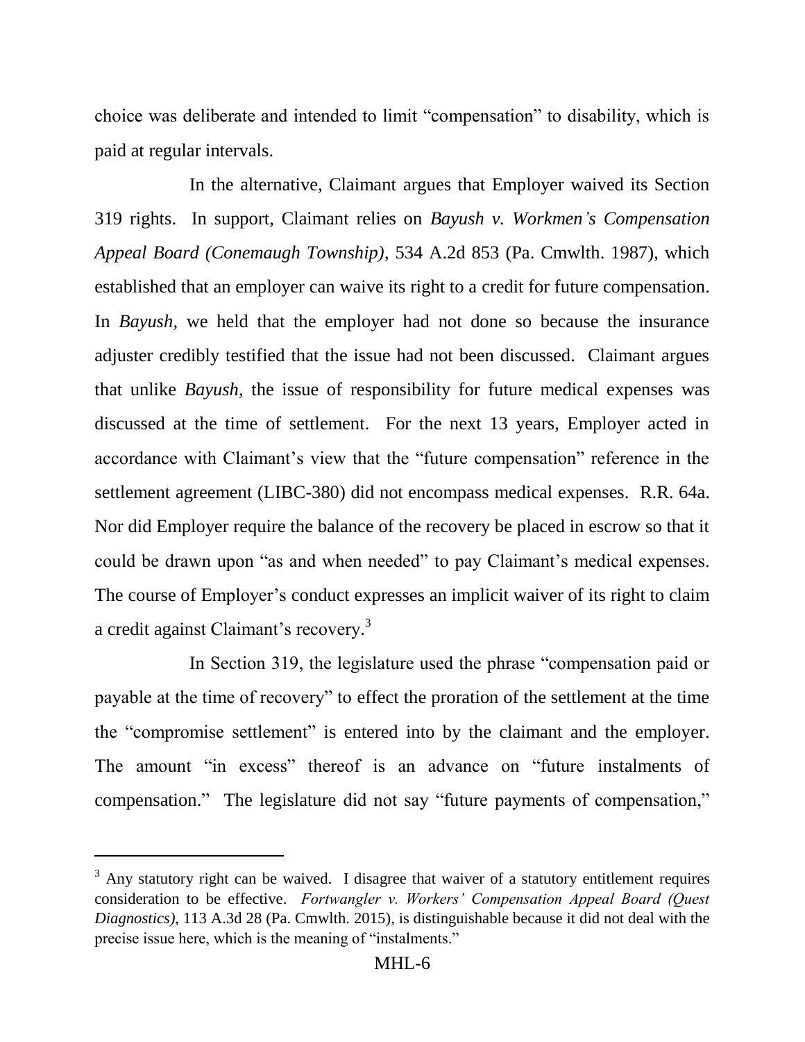choice was deliberate and intended to limit "compensation" to disability, which is paid at regular intervals.

In the alternative, Claimant argues that Employer waived its Section 319 rights. In support, Claimant relies on *Bayush v. Workmen's Compensation Appeal Board (Conemaugh Township)*, 534 A.2d 853 (Pa. Cmwlth. 1987), which established that an employer can waive its right to a credit for future compensation. In *Bayush*, we held that the employer had not done so because the insurance adjuster credibly testified that the issue had not been discussed. Claimant argues that unlike *Bayush*, the issue of responsibility for future medical expenses was discussed at the time of settlement. For the next 13 years, Employer acted in accordance with Claimant's view that the "future compensation" reference in the settlement agreement (LIBC-380) did not encompass medical expenses. R.R. 64a. Nor did Employer require the balance of the recovery be placed in escrow so that it could be drawn upon "as and when needed" to pay Claimant's medical expenses. The course of Employer's conduct expresses an implicit waiver of its right to claim a credit against Claimant's recovery.[3]

In Section 319, the legislature used the phrase "compensation paid or payable at the time of recovery" to effect the proration of the settlement at the time the "compromise settlement" is entered into by the claimant and the employer. The amount "in excess" thereof is an advance on "future instalments of compensation." The legislature did not say "future payments of compensation,"

---

[3] Any statutory right can be waived. I disagree that waiver of a statutory entitlement requires consideration to be effective. *Fortwangler v. Workers' Compensation Appeal Board (Quest Diagnostics)*, 113 A.3d 28 (Pa. Cmwlth. 2015), is distinguishable because it did not deal with the precise issue here, which is the meaning of "instalments."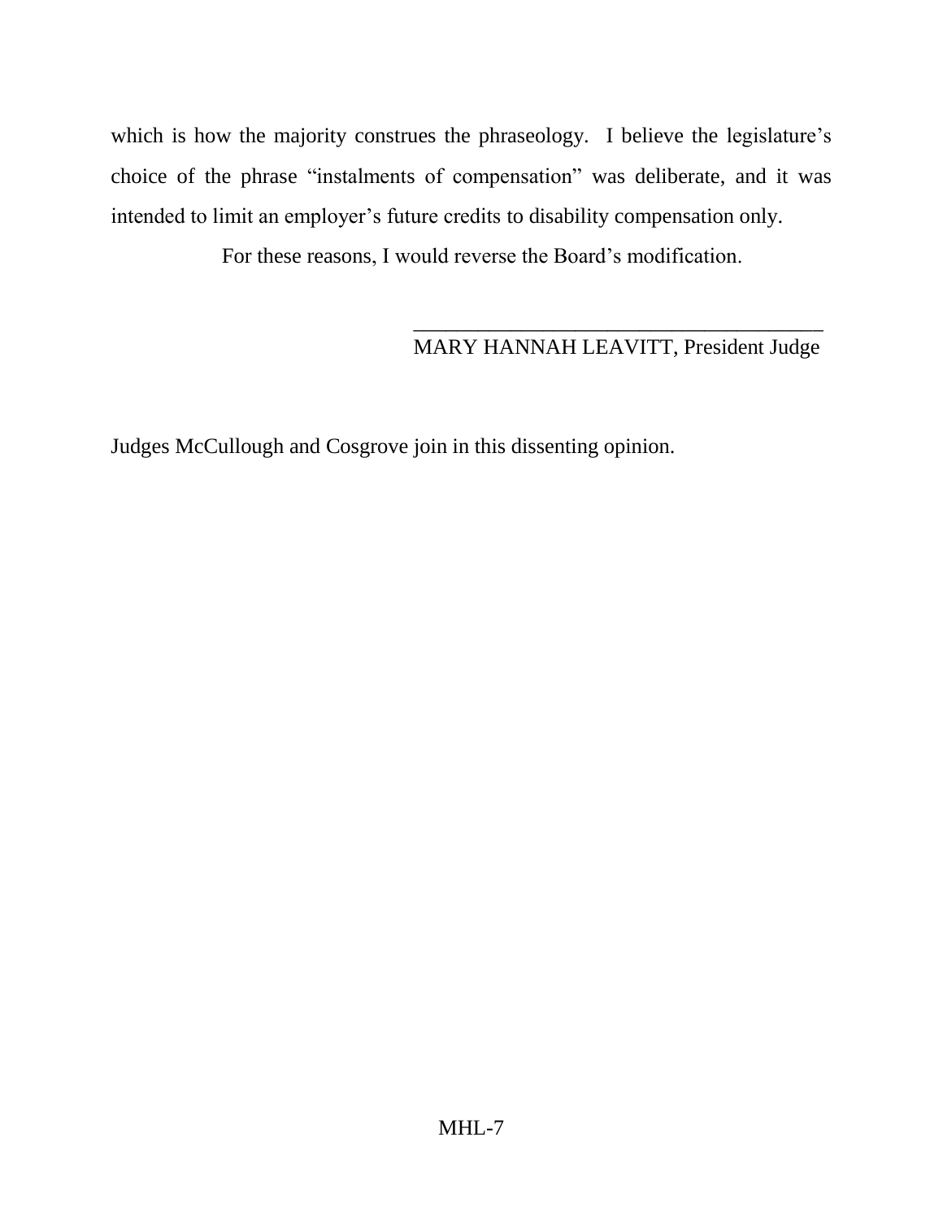which is how the majority construes the phraseology. I believe the legislature's choice of the phrase "instalments of compensation" was deliberate, and it was intended to limit an employer's future credits to disability compensation only.

For these reasons, I would reverse the Board's modification.

\_\_\_\_\_\_\_\_\_\_\_\_\_\_\_\_\_\_\_\_\_\_\_\_\_\_\_\_\_\_\_\_\_\_\_\_\_\_\_\_\_\_
MARY HANNAH LEAVITT, President Judge

Judges McCullough and Cosgrove join in this dissenting opinion.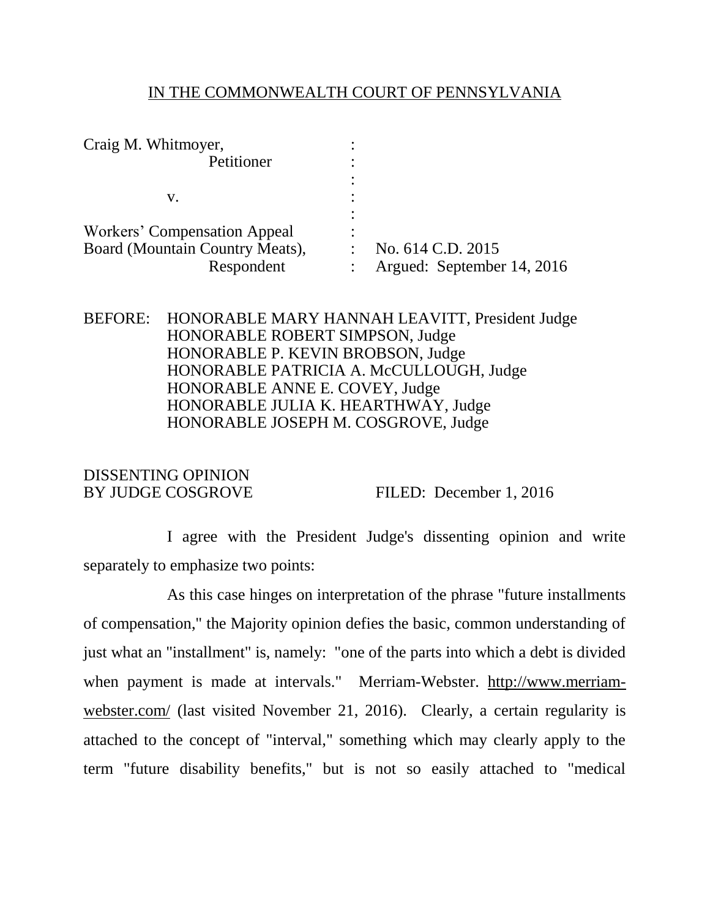IN THE COMMONWEALTH COURT OF PENNSYLVANIA

| | | |
|---|---|---|
| Craig M. Whitmoyer, Petitioner | : | |
| v. | : | |
| Workers' Compensation Appeal Board (Mountain Country Meats), Respondent | : | No. 614 C.D. 2015 Argued: September 14, 2016 |

BEFORE: HONORABLE MARY HANNAH LEAVITT, President Judge
HONORABLE ROBERT SIMPSON, Judge
HONORABLE P. KEVIN BROBSON, Judge
HONORABLE PATRICIA A. McCULLOUGH, Judge
HONORABLE ANNE E. COVEY, Judge
HONORABLE JULIA K. HEARTHWAY, Judge
HONORABLE JOSEPH M. COSGROVE, Judge

DISSENTING OPINION
BY JUDGE COSGROVE FILED: December 1, 2016

I agree with the President Judge's dissenting opinion and write separately to emphasize two points:

As this case hinges on interpretation of the phrase "future installments of compensation," the Majority opinion defies the basic, common understanding of just what an "installment" is, namely: "one of the parts into which a debt is divided when payment is made at intervals." Merriam-Webster. http://www.merriam-webster.com/ (last visited November 21, 2016). Clearly, a certain regularity is attached to the concept of "interval," something which may clearly apply to the term "future disability benefits," but is not so easily attached to "medical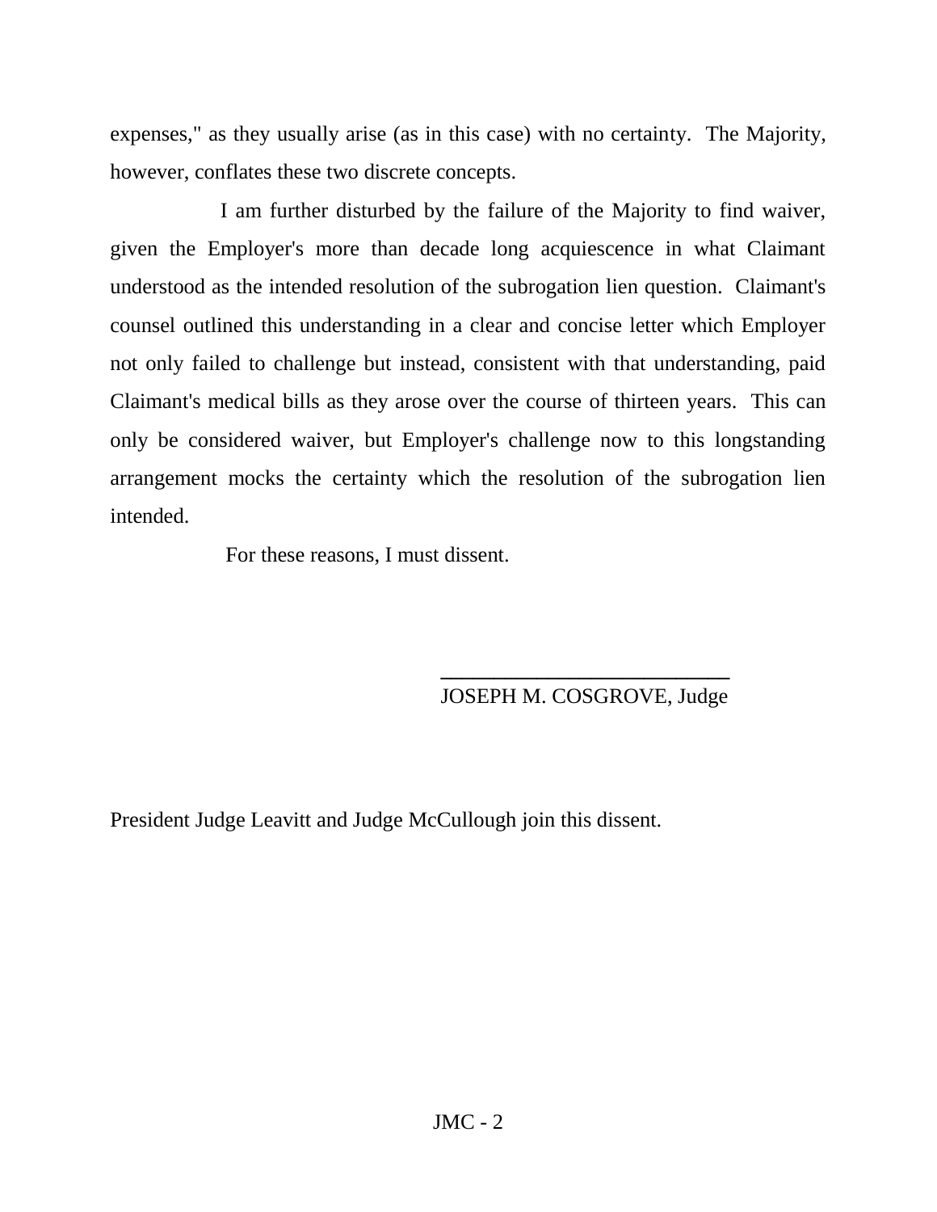expenses," as they usually arise (as in this case) with no certainty. The Majority, however, conflates these two discrete concepts.

I am further disturbed by the failure of the Majority to find waiver, given the Employer's more than decade long acquiescence in what Claimant understood as the intended resolution of the subrogation lien question. Claimant's counsel outlined this understanding in a clear and concise letter which Employer not only failed to challenge but instead, consistent with that understanding, paid Claimant's medical bills as they arose over the course of thirteen years. This can only be considered waiver, but Employer's challenge now to this longstanding arrangement mocks the certainty which the resolution of the subrogation lien intended.

For these reasons, I must dissent.

___________________________
JOSEPH M. COSGROVE, Judge

President Judge Leavitt and Judge McCullough join this dissent.